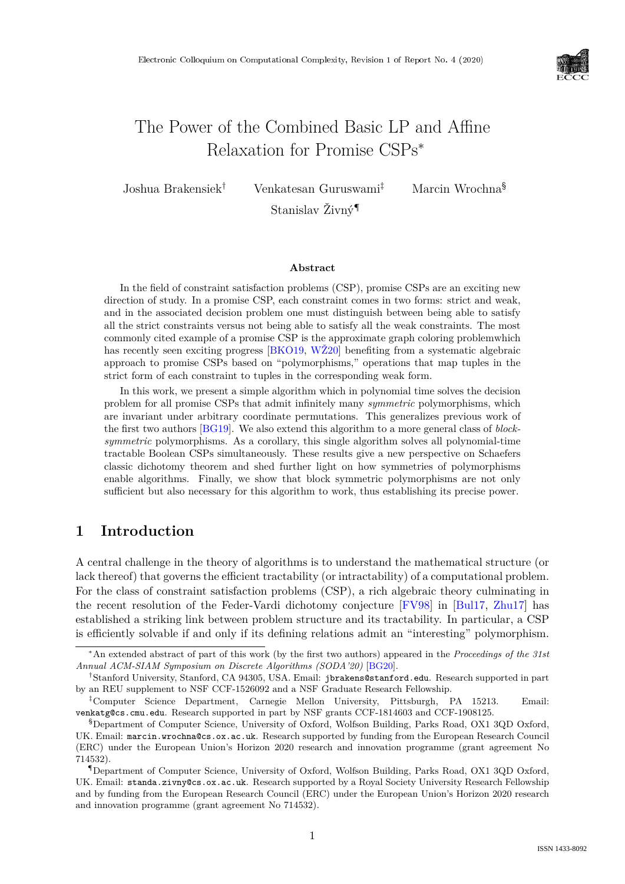# The Power of the Combined Basic LP and Affine Relaxation for Promise CSPs*

Joshua Brakensiek[†] Venkatesan Guruswami[‡] Marcin Wrochna[§] Stanislav Živný[¶]

### Abstract

In the field of constraint satisfaction problems (CSP), promise CSPs are an exciting new direction of study. In a promise CSP, each constraint comes in two forms: strict and weak, and in the associated decision problem one must distinguish between being able to satisfy all the strict constraints versus not being able to satisfy all the weak constraints. The most commonly cited example of a promise CSP is the approximate graph coloring problemwhich has recently seen exciting progress [BKO19, WŽ20] benefiting from a systematic algebraic approach to promise CSPs based on "polymorphisms," operations that map tuples in the strict form of each constraint to tuples in the corresponding weak form.

In this work, we present a simple algorithm which in polynomial time solves the decision problem for all promise CSPs that admit infinitely many *symmetric* polymorphisms, which are invariant under arbitrary coordinate permutations. This generalizes previous work of the first two authors [BG19]. We also extend this algorithm to a more general class of *block-symmetric* polymorphisms. As a corollary, this single algorithm solves all polynomial-time tractable Boolean CSPs simultaneously. These results give a new perspective on Schaefers classic dichotomy theorem and shed further light on how symmetries of polymorphisms enable algorithms. Finally, we show that block symmetric polymorphisms are not only sufficient but also necessary for this algorithm to work, thus establishing its precise power.

## 1 Introduction

A central challenge in the theory of algorithms is to understand the mathematical structure (or lack thereof) that governs the efficient tractability (or intractability) of a computational problem. For the class of constraint satisfaction problems (CSP), a rich algebraic theory culminating in the recent resolution of the Feder-Vardi dichotomy conjecture [FV98] in [Bul17, Zhu17] has established a striking link between problem structure and its tractability. In particular, a CSP is efficiently solvable if and only if its defining relations admit an "interesting" polymorphism.

---

*An extended abstract of part of this work (by the first two authors) appeared in the *Proceedings of the 31st Annual ACM-SIAM Symposium on Discrete Algorithms (SODA'20)* [BG20].

[†]Stanford University, Stanford, CA 94305, USA. Email: `jbrakens@stanford.edu`. Research supported in part by an REU supplement to NSF CCF-1526092 and a NSF Graduate Research Fellowship.

[‡]Computer Science Department, Carnegie Mellon University, Pittsburgh, PA 15213. Email: `venkatg@cs.cmu.edu`. Research supported in part by NSF grants CCF-1814603 and CCF-1908125.

[§]Department of Computer Science, University of Oxford, Wolfson Building, Parks Road, OX1 3QD Oxford, UK. Email: `marcin.wrochna@cs.ox.ac.uk`. Research supported by funding from the European Research Council (ERC) under the European Union's Horizon 2020 research and innovation programme (grant agreement No 714532).

[¶]Department of Computer Science, University of Oxford, Wolfson Building, Parks Road, OX1 3QD Oxford, UK. Email: `standa.zivny@cs.ox.ac.uk`. Research supported by a Royal Society University Research Fellowship and by funding from the European Research Council (ERC) under the European Union's Horizon 2020 research and innovation programme (grant agreement No 714532).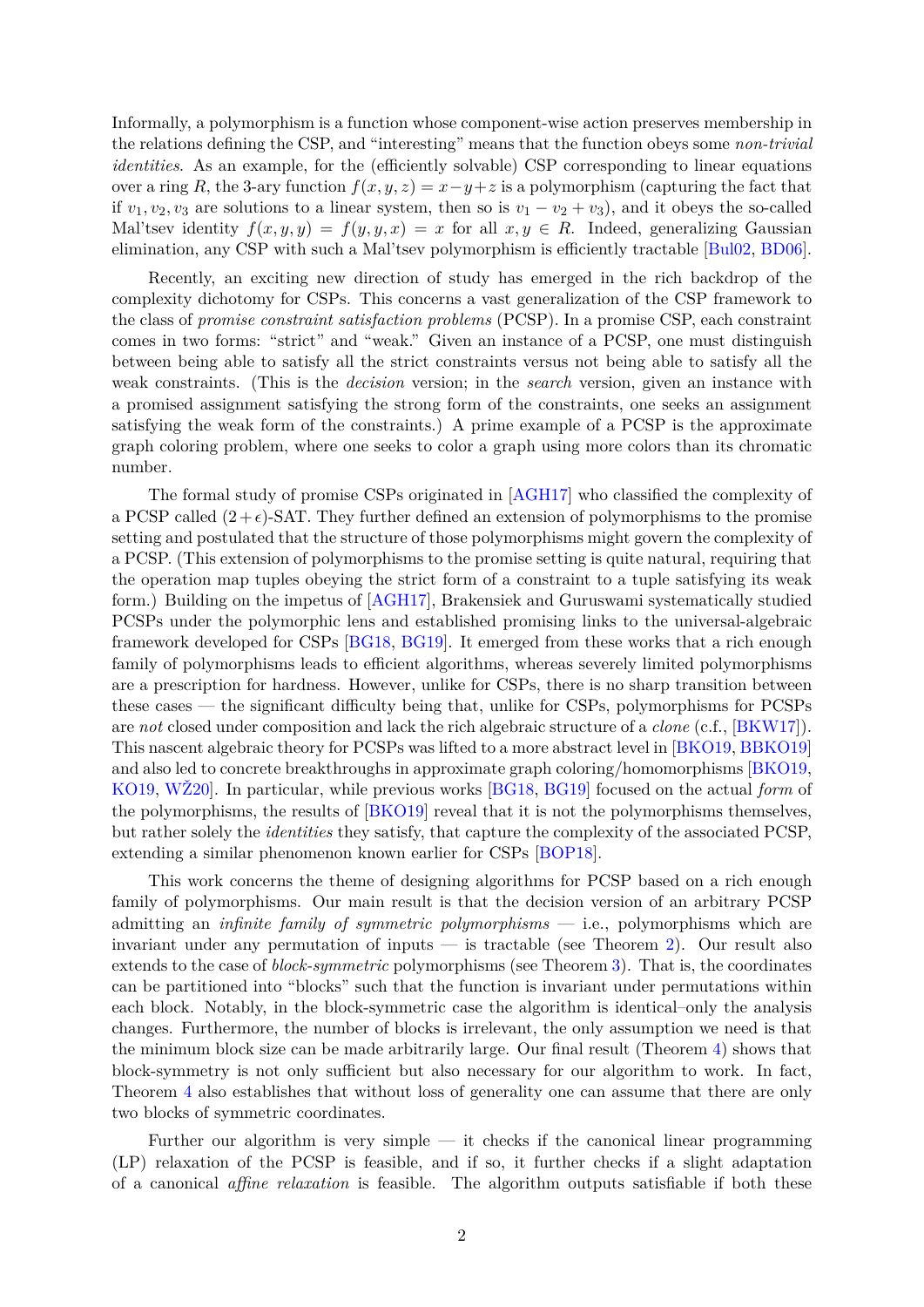Informally, a polymorphism is a function whose component-wise action preserves membership in the relations defining the CSP, and "interesting" means that the function obeys some *non-trivial identities*. As an example, for the (efficiently solvable) CSP corresponding to linear equations over a ring $R$, the 3-ary function $f(x, y, z) = x - y + z$ is a polymorphism (capturing the fact that if $v_1, v_2, v_3$ are solutions to a linear system, then so is $v_1 - v_2 + v_3$), and it obeys the so-called Mal'tsev identity $f(x, y, y) = f(y, y, x) = x$ for all $x, y \in R$. Indeed, generalizing Gaussian elimination, any CSP with such a Mal'tsev polymorphism is efficiently tractable [Bul02, BD06].

Recently, an exciting new direction of study has emerged in the rich backdrop of the complexity dichotomy for CSPs. This concerns a vast generalization of the CSP framework to the class of *promise constraint satisfaction problems* (PCSP). In a promise CSP, each constraint comes in two forms: "strict" and "weak." Given an instance of a PCSP, one must distinguish between being able to satisfy all the strict constraints versus not being able to satisfy all the weak constraints. (This is the *decision* version; in the *search* version, given an instance with a promised assignment satisfying the strong form of the constraints, one seeks an assignment satisfying the weak form of the constraints.) A prime example of a PCSP is the approximate graph coloring problem, where one seeks to color a graph using more colors than its chromatic number.

The formal study of promise CSPs originated in [AGH17] who classified the complexity of a PCSP called $(2+\epsilon)$-SAT. They further defined an extension of polymorphisms to the promise setting and postulated that the structure of those polymorphisms might govern the complexity of a PCSP. (This extension of polymorphisms to the promise setting is quite natural, requiring that the operation map tuples obeying the strict form of a constraint to a tuple satisfying its weak form.) Building on the impetus of [AGH17], Brakensiek and Guruswami systematically studied PCSPs under the polymorphic lens and established promising links to the universal-algebraic framework developed for CSPs [BG18, BG19]. It emerged from these works that a rich enough family of polymorphisms leads to efficient algorithms, whereas severely limited polymorphisms are a prescription for hardness. However, unlike for CSPs, there is no sharp transition between these cases — the significant difficulty being that, unlike for CSPs, polymorphisms for PCSPs are *not* closed under composition and lack the rich algebraic structure of a *clone* (c.f., [BKW17]). This nascent algebraic theory for PCSPs was lifted to a more abstract level in [BKO19, BBKO19] and also led to concrete breakthroughs in approximate graph coloring/homomorphisms [BKO19, KO19, WŽ20]. In particular, while previous works [BG18, BG19] focused on the actual *form* of the polymorphisms, the results of [BKO19] reveal that it is not the polymorphisms themselves, but rather solely the *identities* they satisfy, that capture the complexity of the associated PCSP, extending a similar phenomenon known earlier for CSPs [BOP18].

This work concerns the theme of designing algorithms for PCSP based on a rich enough family of polymorphisms. Our main result is that the decision version of an arbitrary PCSP admitting an *infinite family of symmetric polymorphisms* — i.e., polymorphisms which are invariant under any permutation of inputs — is tractable (see Theorem 2). Our result also extends to the case of *block-symmetric* polymorphisms (see Theorem 3). That is, the coordinates can be partitioned into "blocks" such that the function is invariant under permutations within each block. Notably, in the block-symmetric case the algorithm is identical–only the analysis changes. Furthermore, the number of blocks is irrelevant, the only assumption we need is that the minimum block size can be made arbitrarily large. Our final result (Theorem 4) shows that block-symmetry is not only sufficient but also necessary for our algorithm to work. In fact, Theorem 4 also establishes that without loss of generality one can assume that there are only two blocks of symmetric coordinates.

Further our algorithm is very simple — it checks if the canonical linear programming (LP) relaxation of the PCSP is feasible, and if so, it further checks if a slight adaptation of a canonical *affine relaxation* is feasible. The algorithm outputs satisfiable if both these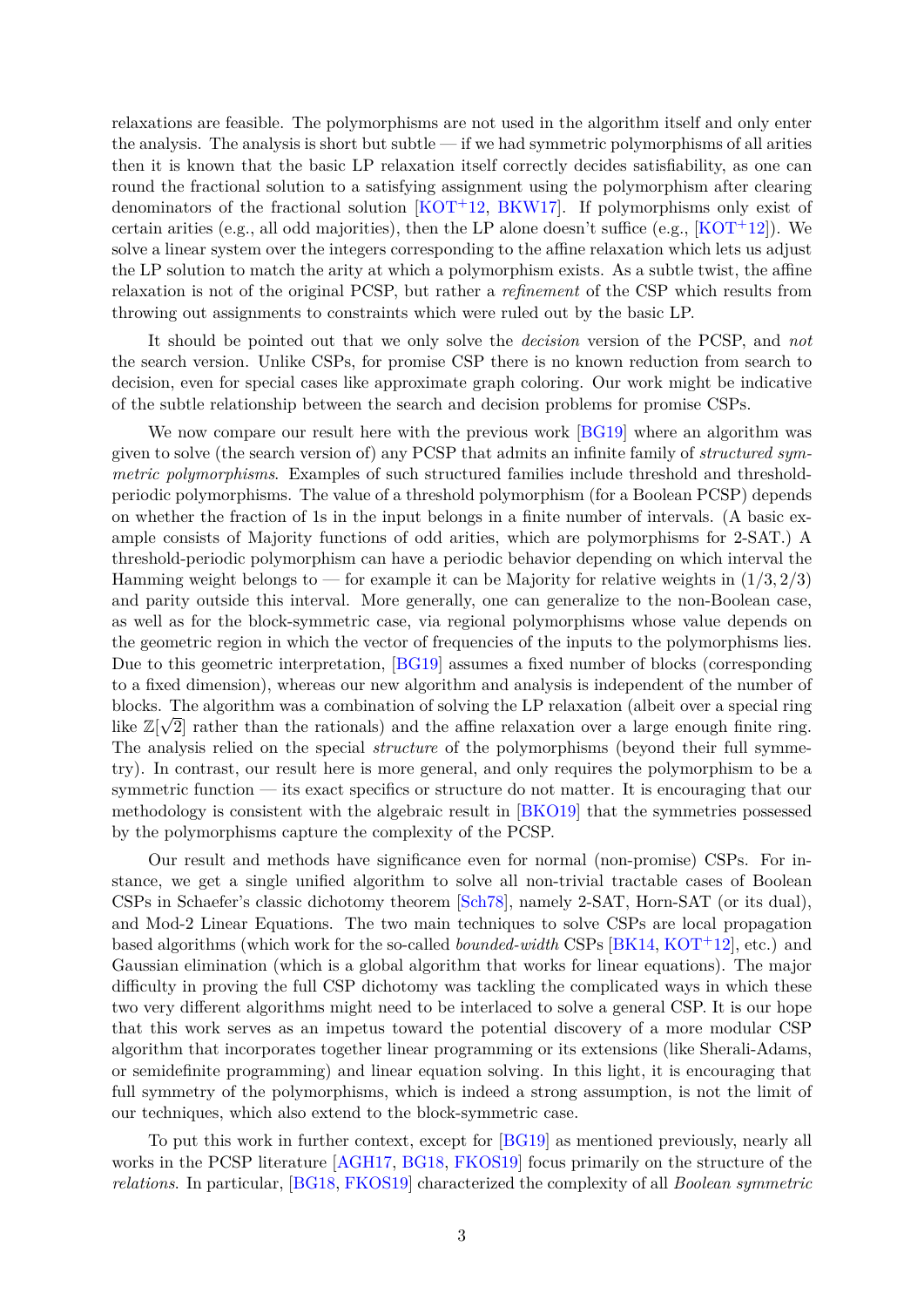relaxations are feasible. The polymorphisms are not used in the algorithm itself and only enter the analysis. The analysis is short but subtle — if we had symmetric polymorphisms of all arities then it is known that the basic LP relaxation itself correctly decides satisfiability, as one can round the fractional solution to a satisfying assignment using the polymorphism after clearing denominators of the fractional solution [KOT+12, BKW17]. If polymorphisms only exist of certain arities (e.g., all odd majorities), then the LP alone doesn't suffice (e.g., [KOT+12]). We solve a linear system over the integers corresponding to the affine relaxation which lets us adjust the LP solution to match the arity at which a polymorphism exists. As a subtle twist, the affine relaxation is not of the original PCSP, but rather a *refinement* of the CSP which results from throwing out assignments to constraints which were ruled out by the basic LP.

It should be pointed out that we only solve the *decision* version of the PCSP, and *not* the search version. Unlike CSPs, for promise CSP there is no known reduction from search to decision, even for special cases like approximate graph coloring. Our work might be indicative of the subtle relationship between the search and decision problems for promise CSPs.

We now compare our result here with the previous work [BG19] where an algorithm was given to solve (the search version of) any PCSP that admits an infinite family of *structured symmetric polymorphisms*. Examples of such structured families include threshold and threshold-periodic polymorphisms. The value of a threshold polymorphism (for a Boolean PCSP) depends on whether the fraction of 1s in the input belongs in a finite number of intervals. (A basic example consists of Majority functions of odd arities, which are polymorphisms for 2-SAT.) A threshold-periodic polymorphism can have a periodic behavior depending on which interval the Hamming weight belongs to — for example it can be Majority for relative weights in $(1/3, 2/3)$ and parity outside this interval. More generally, one can generalize to the non-Boolean case, as well as for the block-symmetric case, via regional polymorphisms whose value depends on the geometric region in which the vector of frequencies of the inputs to the polymorphisms lies. Due to this geometric interpretation, [BG19] assumes a fixed number of blocks (corresponding to a fixed dimension), whereas our new algorithm and analysis is independent of the number of blocks. The algorithm was a combination of solving the LP relaxation (albeit over a special ring like $\mathbb{Z}[\sqrt{2}]$ rather than the rationals) and the affine relaxation over a large enough finite ring. The analysis relied on the special *structure* of the polymorphisms (beyond their full symmetry). In contrast, our result here is more general, and only requires the polymorphism to be a symmetric function — its exact specifics or structure do not matter. It is encouraging that our methodology is consistent with the algebraic result in [BKO19] that the symmetries possessed by the polymorphisms capture the complexity of the PCSP.

Our result and methods have significance even for normal (non-promise) CSPs. For instance, we get a single unified algorithm to solve all non-trivial tractable cases of Boolean CSPs in Schaefer's classic dichotomy theorem [Sch78], namely 2-SAT, Horn-SAT (or its dual), and Mod-2 Linear Equations. The two main techniques to solve CSPs are local propagation based algorithms (which work for the so-called *bounded-width* CSPs [BK14, KOT+12], etc.) and Gaussian elimination (which is a global algorithm that works for linear equations). The major difficulty in proving the full CSP dichotomy was tackling the complicated ways in which these two very different algorithms might need to be interlaced to solve a general CSP. It is our hope that this work serves as an impetus toward the potential discovery of a more modular CSP algorithm that incorporates together linear programming or its extensions (like Sherali-Adams, or semidefinite programming) and linear equation solving. In this light, it is encouraging that full symmetry of the polymorphisms, which is indeed a strong assumption, is not the limit of our techniques, which also extend to the block-symmetric case.

To put this work in further context, except for [BG19] as mentioned previously, nearly all works in the PCSP literature [AGH17, BG18, FKOS19] focus primarily on the structure of the *relations*. In particular, [BG18, FKOS19] characterized the complexity of all *Boolean symmetric*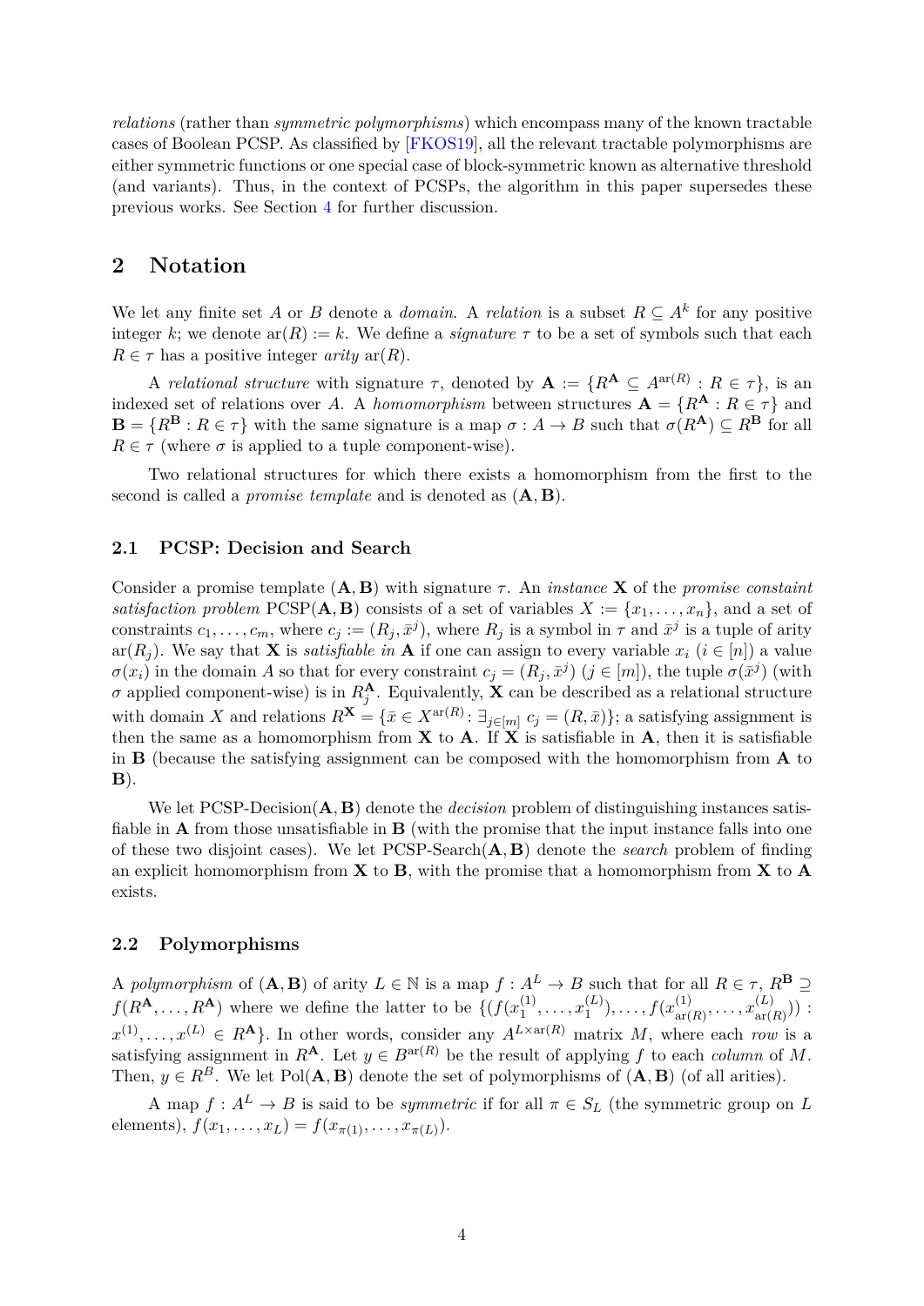*relations* (rather than *symmetric polymorphisms*) which encompass many of the known tractable cases of Boolean PCSP. As classified by [FKOS19], all the relevant tractable polymorphisms are either symmetric functions or one special case of block-symmetric known as alternative threshold (and variants). Thus, in the context of PCSPs, the algorithm in this paper supersedes these previous works. See Section 4 for further discussion.

## 2 Notation

We let any finite set $A$ or $B$ denote a *domain*. A *relation* is a subset $R \subseteq A^k$ for any positive integer $k$; we denote $\mathrm{ar}(R) := k$. We define a *signature* $\tau$ to be a set of symbols such that each $R \in \tau$ has a positive integer *arity* $\mathrm{ar}(R)$.

A *relational structure* with signature $\tau$, denoted by $\mathbf{A} := \{R^{\mathbf{A}} \subseteq A^{\mathrm{ar}(R)} : R \in \tau\}$, is an indexed set of relations over $A$. A *homomorphism* between structures $\mathbf{A} = \{R^{\mathbf{A}} : R \in \tau\}$ and $\mathbf{B} = \{R^{\mathbf{B}} : R \in \tau\}$ with the same signature is a map $\sigma : A \to B$ such that $\sigma(R^{\mathbf{A}}) \subseteq R^{\mathbf{B}}$ for all $R \in \tau$ (where $\sigma$ is applied to a tuple component-wise).

Two relational structures for which there exists a homomorphism from the first to the second is called a *promise template* and is denoted as $(\mathbf{A}, \mathbf{B})$.

### 2.1 PCSP: Decision and Search

Consider a promise template $(\mathbf{A}, \mathbf{B})$ with signature $\tau$. An *instance* $\mathbf{X}$ of the *promise constaint satisfaction problem* $\mathrm{PCSP}(\mathbf{A}, \mathbf{B})$ consists of a set of variables $X := \{x_1, \ldots, x_n\}$, and a set of constraints $c_1, \ldots, c_m$, where $c_j := (R_j, \bar{x}^j)$, where $R_j$ is a symbol in $\tau$ and $\bar{x}^j$ is a tuple of arity $\mathrm{ar}(R_j)$. We say that $\mathbf{X}$ is *satisfiable in* $\mathbf{A}$ if one can assign to every variable $x_i$ ($i \in [n]$) a value $\sigma(x_i)$ in the domain $A$ so that for every constraint $c_j = (R_j, \bar{x}^j)$ ($j \in [m]$), the tuple $\sigma(\bar{x}^j)$ (with $\sigma$ applied component-wise) is in $R_j^{\mathbf{A}}$. Equivalently, $\mathbf{X}$ can be described as a relational structure with domain $X$ and relations $R^{\mathbf{X}} = \{\bar{x} \in X^{\mathrm{ar}(R)} \colon \exists_{j \in [m]}\ c_j = (R, \bar{x})\}$; a satisfying assignment is then the same as a homomorphism from $\mathbf{X}$ to $\mathbf{A}$. If $\mathbf{X}$ is satisfiable in $\mathbf{A}$, then it is satisfiable in $\mathbf{B}$ (because the satisfying assignment can be composed with the homomorphism from $\mathbf{A}$ to $\mathbf{B}$).

We let PCSP-Decision$(\mathbf{A}, \mathbf{B})$ denote the *decision* problem of distinguishing instances satisfiable in $\mathbf{A}$ from those unsatisfiable in $\mathbf{B}$ (with the promise that the input instance falls into one of these two disjoint cases). We let PCSP-Search$(\mathbf{A}, \mathbf{B})$ denote the *search* problem of finding an explicit homomorphism from $\mathbf{X}$ to $\mathbf{B}$, with the promise that a homomorphism from $\mathbf{X}$ to $\mathbf{A}$ exists.

### 2.2 Polymorphisms

A *polymorphism* of $(\mathbf{A}, \mathbf{B})$ of arity $L \in \mathbb{N}$ is a map $f : A^L \to B$ such that for all $R \in \tau$, $R^{\mathbf{B}} \supseteq f(R^{\mathbf{A}}, \ldots, R^{\mathbf{A}})$ where we define the latter to be $\{(f(x_1^{(1)}, \ldots, x_1^{(L)}), \ldots, f(x_{\mathrm{ar}(R)}^{(1)}, \ldots, x_{\mathrm{ar}(R)}^{(L)})) : x^{(1)}, \ldots, x^{(L)} \in R^{\mathbf{A}}\}$. In other words, consider any $A^{L \times \mathrm{ar}(R)}$ matrix $M$, where each *row* is a satisfying assignment in $R^{\mathbf{A}}$. Let $y \in B^{\mathrm{ar}(R)}$ be the result of applying $f$ to each *column* of $M$. Then, $y \in R^B$. We let $\mathrm{Pol}(\mathbf{A}, \mathbf{B})$ denote the set of polymorphisms of $(\mathbf{A}, \mathbf{B})$ (of all arities).

A map $f : A^L \to B$ is said to be *symmetric* if for all $\pi \in S_L$ (the symmetric group on $L$ elements), $f(x_1, \ldots, x_L) = f(x_{\pi(1)}, \ldots, x_{\pi(L)})$.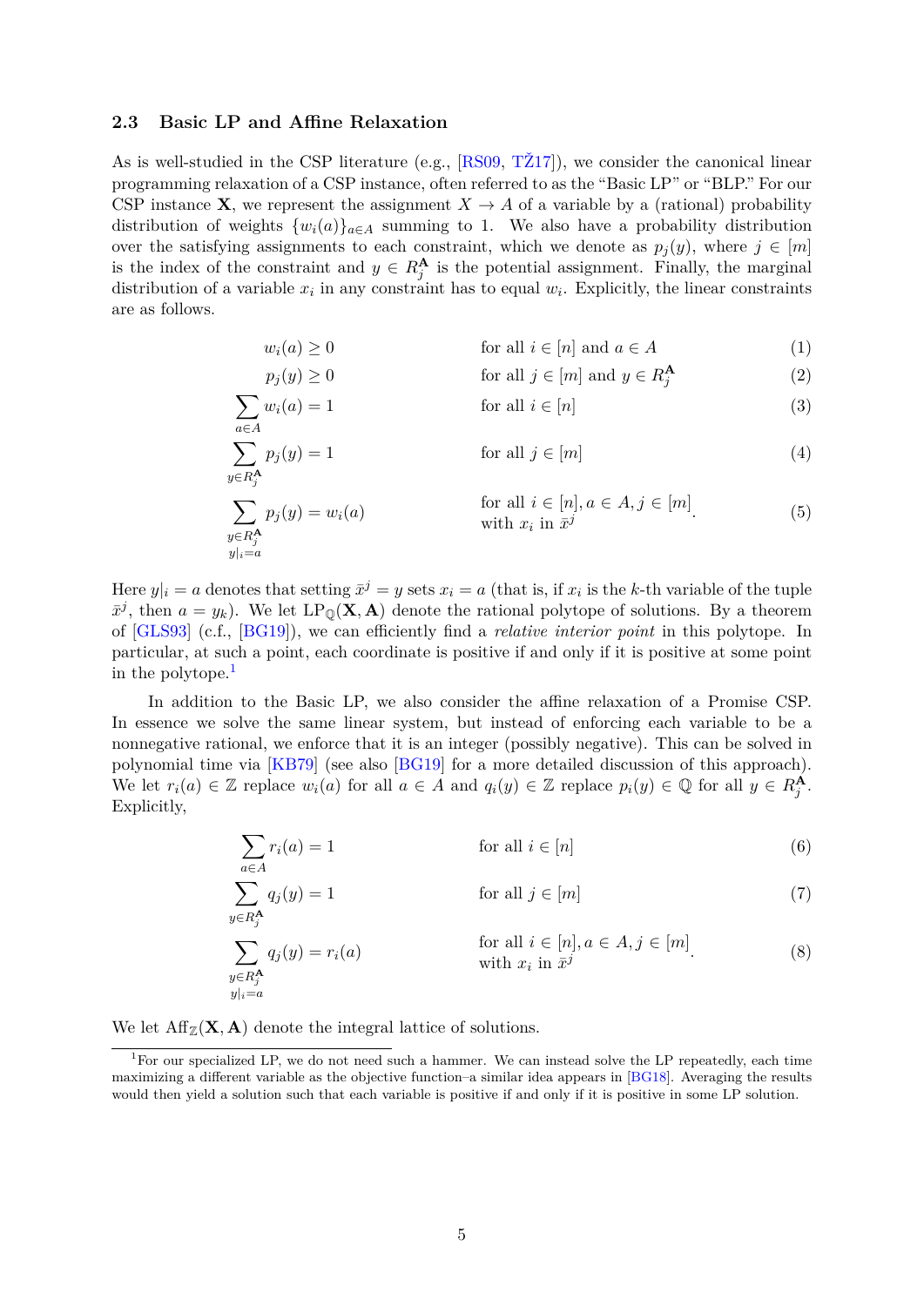### 2.3 Basic LP and Affine Relaxation

As is well-studied in the CSP literature (e.g., [RS09, TŽ17]), we consider the canonical linear programming relaxation of a CSP instance, often referred to as the "Basic LP" or "BLP." For our CSP instance $\mathbf{X}$, we represent the assignment $X \to A$ of a variable by a (rational) probability distribution of weights $\{w_i(a)\}_{a \in A}$ summing to 1. We also have a probability distribution over the satisfying assignments to each constraint, which we denote as $p_j(y)$, where $j \in [m]$ is the index of the constraint and $y \in R_j^{\mathbf{A}}$ is the potential assignment. Finally, the marginal distribution of a variable $x_i$ in any constraint has to equal $w_i$. Explicitly, the linear constraints are as follows.

$$w_i(a) \geq 0 \qquad \text{for all } i \in [n] \text{ and } a \in A \tag{1}$$

$$p_j(y) \geq 0 \qquad \text{for all } j \in [m] \text{ and } y \in R_j^{\mathbf{A}} \tag{2}$$

$$\sum_{a \in A} w_i(a) = 1 \qquad \text{for all } i \in [n] \tag{3}$$

$$\sum_{y \in R_j^{\mathbf{A}}} p_j(y) = 1 \qquad \text{for all } j \in [m] \tag{4}$$

$$\sum_{\substack{y \in R_j^{\mathbf{A}} \\ y|_i = a}} p_j(y) = w_i(a) \qquad \text{for all } i \in [n], a \in A, j \in [m] \text{ with } x_i \text{ in } \bar{x}^j. \tag{5}$$

Here $y|_i = a$ denotes that setting $\bar{x}^j = y$ sets $x_i = a$ (that is, if $x_i$ is the $k$-th variable of the tuple $\bar{x}^j$, then $a = y_k$). We let $\text{LP}_{\mathbb{Q}}(\mathbf{X}, \mathbf{A})$ denote the rational polytope of solutions. By a theorem of [GLS93] (c.f., [BG19]), we can efficiently find a *relative interior point* in this polytope. In particular, at such a point, each coordinate is positive if and only if it is positive at some point in the polytope.[1]

In addition to the Basic LP, we also consider the affine relaxation of a Promise CSP. In essence we solve the same linear system, but instead of enforcing each variable to be a nonnegative rational, we enforce that it is an integer (possibly negative). This can be solved in polynomial time via [KB79] (see also [BG19] for a more detailed discussion of this approach). We let $r_i(a) \in \mathbb{Z}$ replace $w_i(a)$ for all $a \in A$ and $q_i(y) \in \mathbb{Z}$ replace $p_i(y) \in \mathbb{Q}$ for all $y \in R_j^{\mathbf{A}}$. Explicitly,

$$\sum_{a \in A} r_i(a) = 1 \qquad \text{for all } i \in [n] \tag{6}$$

$$\sum_{y \in R_j^{\mathbf{A}}} q_j(y) = 1 \qquad \text{for all } j \in [m] \tag{7}$$

$$\sum_{\substack{y \in R_j^{\mathbf{A}} \\ y|_i = a}} q_j(y) = r_i(a) \qquad \text{for all } i \in [n], a \in A, j \in [m] \text{ with } x_i \text{ in } \bar{x}^j. \tag{8}$$

We let $\text{Aff}_{\mathbb{Z}}(\mathbf{X}, \mathbf{A})$ denote the integral lattice of solutions.

[1] For our specialized LP, we do not need such a hammer. We can instead solve the LP repeatedly, each time maximizing a different variable as the objective function–a similar idea appears in [BG18]. Averaging the results would then yield a solution such that each variable is positive if and only if it is positive in some LP solution.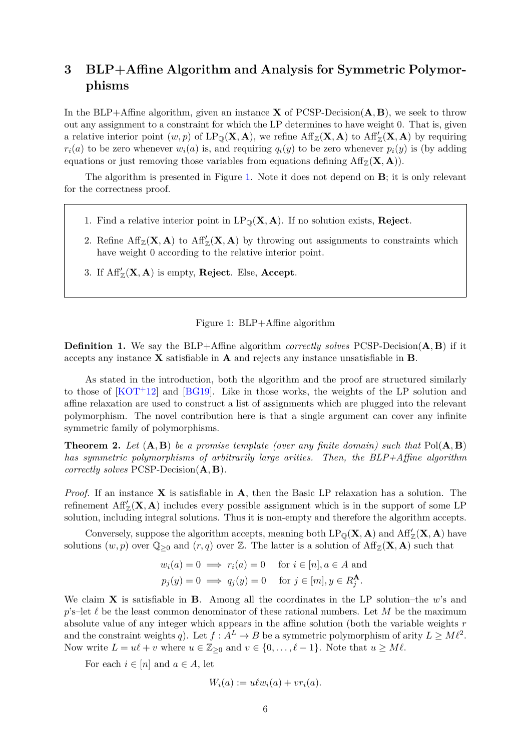# 3 BLP+Affine Algorithm and Analysis for Symmetric Polymorphisms

In the BLP+Affine algorithm, given an instance $\mathbf{X}$ of PCSP-Decision($\mathbf{A}, \mathbf{B}$), we seek to throw out any assignment to a constraint for which the LP determines to have weight 0. That is, given a relative interior point $(w, p)$ of $\mathrm{LP}_{\mathbb{Q}}(\mathbf{X}, \mathbf{A})$, we refine $\mathrm{Aff}_{\mathbb{Z}}(\mathbf{X}, \mathbf{A})$ to $\mathrm{Aff}'_{\mathbb{Z}}(\mathbf{X}, \mathbf{A})$ by requiring $r_i(a)$ to be zero whenever $w_i(a)$ is, and requiring $q_i(y)$ to be zero whenever $p_i(y)$ is (by adding equations or just removing those variables from equations defining $\mathrm{Aff}_{\mathbb{Z}}(\mathbf{X}, \mathbf{A})$).

The algorithm is presented in Figure 1. Note it does not depend on $\mathbf{B}$; it is only relevant for the correctness proof.

1. Find a relative interior point in $\mathrm{LP}_{\mathbb{Q}}(\mathbf{X}, \mathbf{A})$. If no solution exists, **Reject**.
2. Refine $\mathrm{Aff}_{\mathbb{Z}}(\mathbf{X}, \mathbf{A})$ to $\mathrm{Aff}'_{\mathbb{Z}}(\mathbf{X}, \mathbf{A})$ by throwing out assignments to constraints which have weight 0 according to the relative interior point.
3. If $\mathrm{Aff}'_{\mathbb{Z}}(\mathbf{X}, \mathbf{A})$ is empty, **Reject**. Else, **Accept**.

Figure 1: BLP+Affine algorithm

**Definition 1.** We say the BLP+Affine algorithm *correctly solves* PCSP-Decision($\mathbf{A}, \mathbf{B}$) if it accepts any instance $\mathbf{X}$ satisfiable in $\mathbf{A}$ and rejects any instance unsatisfiable in $\mathbf{B}$.

As stated in the introduction, both the algorithm and the proof are structured similarly to those of [KOT+12] and [BG19]. Like in those works, the weights of the LP solution and affine relaxation are used to construct a list of assignments which are plugged into the relevant polymorphism. The novel contribution here is that a single argument can cover any infinite symmetric family of polymorphisms.

**Theorem 2.** *Let $(\mathbf{A}, \mathbf{B})$ be a promise template (over any finite domain) such that $\mathrm{Pol}(\mathbf{A}, \mathbf{B})$ has symmetric polymorphisms of arbitrarily large arities. Then, the BLP+Affine algorithm correctly solves* PCSP-Decision($\mathbf{A}, \mathbf{B}$).

*Proof.* If an instance $\mathbf{X}$ is satisfiable in $\mathbf{A}$, then the Basic LP relaxation has a solution. The refinement $\mathrm{Aff}'_{\mathbb{Z}}(\mathbf{X}, \mathbf{A})$ includes every possible assignment which is in the support of some LP solution, including integral solutions. Thus it is non-empty and therefore the algorithm accepts.

Conversely, suppose the algorithm accepts, meaning both $\mathrm{LP}_{\mathbb{Q}}(\mathbf{X}, \mathbf{A})$ and $\mathrm{Aff}'_{\mathbb{Z}}(\mathbf{X}, \mathbf{A})$ have solutions $(w, p)$ over $\mathbb{Q}_{\geq 0}$ and $(r, q)$ over $\mathbb{Z}$. The latter is a solution of $\mathrm{Aff}_{\mathbb{Z}}(\mathbf{X}, \mathbf{A})$ such that

$$w_i(a) = 0 \implies r_i(a) = 0 \quad \text{for } i \in [n], a \in A \text{ and}$$
$$p_j(y) = 0 \implies q_j(y) = 0 \quad \text{for } j \in [m], y \in R_j^{\mathbf{A}}.$$

We claim $\mathbf{X}$ is satisfiable in $\mathbf{B}$. Among all the coordinates in the LP solution–the $w$'s and $p$'s–let $\ell$ be the least common denominator of these rational numbers. Let $M$ be the maximum absolute value of any integer which appears in the affine solution (both the variable weights $r$ and the constraint weights $q$). Let $f : A^L \to B$ be a symmetric polymorphism of arity $L \geq M\ell^2$. Now write $L = u\ell + v$ where $u \in \mathbb{Z}_{\geq 0}$ and $v \in \{0, \ldots, \ell - 1\}$. Note that $u \geq M\ell$.

For each $i \in [n]$ and $a \in A$, let

$$W_i(a) := u\ell w_i(a) + v r_i(a).$$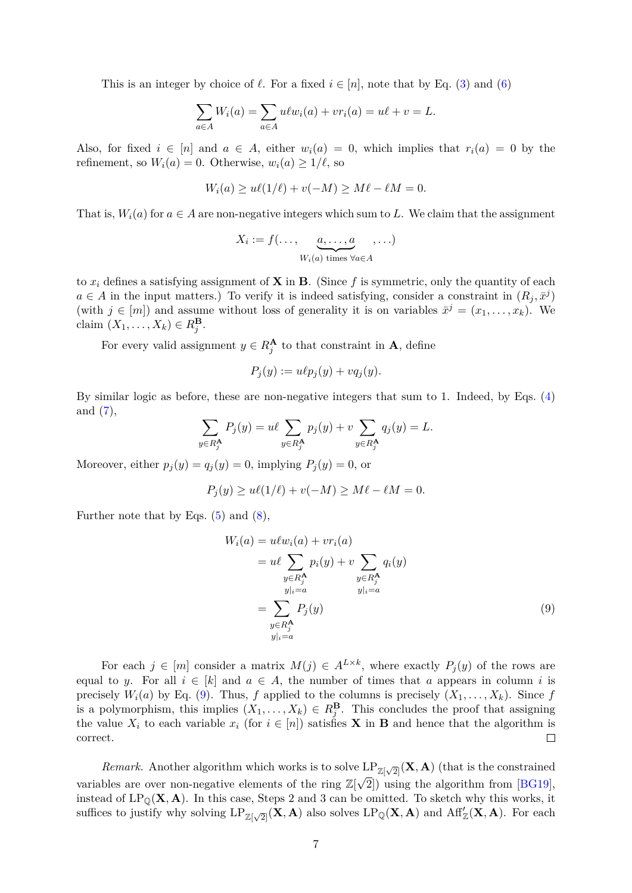This is an integer by choice of $\ell$. For a fixed $i \in [n]$, note that by Eq. (3) and (6)

$$\sum_{a \in A} W_i(a) = \sum_{a \in A} u\ell w_i(a) + v r_i(a) = u\ell + v = L.$$

Also, for fixed $i \in [n]$ and $a \in A$, either $w_i(a) = 0$, which implies that $r_i(a) = 0$ by the refinement, so $W_i(a) = 0$. Otherwise, $w_i(a) \geq 1/\ell$, so

$$W_i(a) \geq u\ell(1/\ell) + v(-M) \geq M\ell - \ell M = 0.$$

That is, $W_i(a)$ for $a \in A$ are non-negative integers which sum to $L$. We claim that the assignment

$$X_i := f(\ldots, \underbrace{a, \ldots, a}_{W_i(a) \text{ times } \forall a \in A}, \ldots)$$

to $x_i$ defines a satisfying assignment of $\mathbf{X}$ in $\mathbf{B}$. (Since $f$ is symmetric, only the quantity of each $a \in A$ in the input matters.) To verify it is indeed satisfying, consider a constraint in $(R_j, \bar{x}^j)$ (with $j \in [m]$) and assume without loss of generality it is on variables $\bar{x}^j = (x_1, \ldots, x_k)$. We claim $(X_1, \ldots, X_k) \in R_j^{\mathbf{B}}$.

For every valid assignment $y \in R_j^{\mathbf{A}}$ to that constraint in $\mathbf{A}$, define

$$P_j(y) := u\ell p_j(y) + v q_j(y).$$

By similar logic as before, these are non-negative integers that sum to 1. Indeed, by Eqs. (4) and (7),

$$\sum_{y \in R_j^{\mathbf{A}}} P_j(y) = u\ell \sum_{y \in R_j^{\mathbf{A}}} p_j(y) + v \sum_{y \in R_j^{\mathbf{A}}} q_j(y) = L.$$

Moreover, either $p_j(y) = q_j(y) = 0$, implying $P_j(y) = 0$, or

$$P_j(y) \geq u\ell(1/\ell) + v(-M) \geq M\ell - \ell M = 0.$$

Further note that by Eqs. (5) and (8),

$$\begin{aligned}
W_i(a) &= u\ell w_i(a) + v r_i(a) \\
&= u\ell \sum_{\substack{y \in R_j^{\mathbf{A}} \\ y|_i = a}} p_i(y) + v \sum_{\substack{y \in R_j^{\mathbf{A}} \\ y|_i = a}} q_i(y) \\
&= \sum_{\substack{y \in R_j^{\mathbf{A}} \\ y|_i = a}} P_j(y)
\end{aligned} \tag{9}$$

For each $j \in [m]$ consider a matrix $M(j) \in A^{L \times k}$, where exactly $P_j(y)$ of the rows are equal to $y$. For all $i \in [k]$ and $a \in A$, the number of times that $a$ appears in column $i$ is precisely $W_i(a)$ by Eq. (9). Thus, $f$ applied to the columns is precisely $(X_1, \ldots, X_k)$. Since $f$ is a polymorphism, this implies $(X_1, \ldots, X_k) \in R_j^{\mathbf{B}}$. This concludes the proof that assigning the value $X_i$ to each variable $x_i$ (for $i \in [n]$) satisfies $\mathbf{X}$ in $\mathbf{B}$ and hence that the algorithm is correct. ◻

*Remark.* Another algorithm which works is to solve $\mathrm{LP}_{\mathbb{Z}[\sqrt{2}]}(\mathbf{X}, \mathbf{A})$ (that is the constrained variables are over non-negative elements of the ring $\mathbb{Z}[\sqrt{2}]$) using the algorithm from [BG19], instead of $\mathrm{LP}_{\mathbb{Q}}(\mathbf{X}, \mathbf{A})$. In this case, Steps 2 and 3 can be omitted. To sketch why this works, it suffices to justify why solving $\mathrm{LP}_{\mathbb{Z}[\sqrt{2}]}(\mathbf{X}, \mathbf{A})$ also solves $\mathrm{LP}_{\mathbb{Q}}(\mathbf{X}, \mathbf{A})$ and $\mathrm{Aff}'_{\mathbb{Z}}(\mathbf{X}, \mathbf{A})$. For each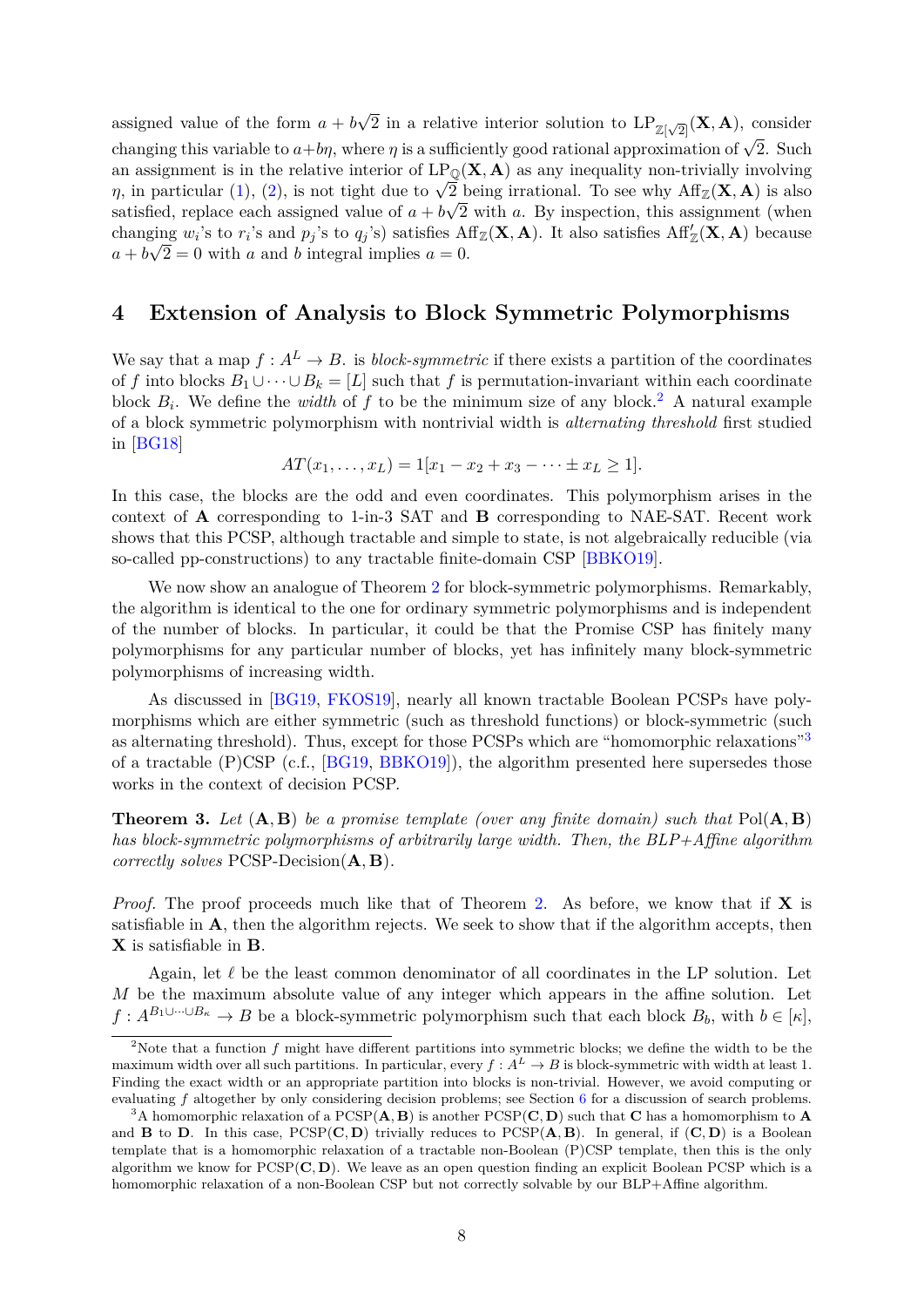assigned value of the form $a + b\sqrt{2}$ in a relative interior solution to $\text{LP}_{\mathbb{Z}[\sqrt{2}]}(\mathbf{X}, \mathbf{A})$, consider changing this variable to $a + b\eta$, where $\eta$ is a sufficiently good rational approximation of $\sqrt{2}$. Such an assignment is in the relative interior of $\text{LP}_{\mathbb{Q}}(\mathbf{X}, \mathbf{A})$ as any inequality non-trivially involving $\eta$, in particular (1), (2), is not tight due to $\sqrt{2}$ being irrational. To see why $\text{Aff}_{\mathbb{Z}}(\mathbf{X}, \mathbf{A})$ is also satisfied, replace each assigned value of $a + b\sqrt{2}$ with $a$. By inspection, this assignment (when changing $w_i$'s to $r_i$'s and $p_j$'s to $q_j$'s) satisfies $\text{Aff}_{\mathbb{Z}}(\mathbf{X}, \mathbf{A})$. It also satisfies $\text{Aff}'_{\mathbb{Z}}(\mathbf{X}, \mathbf{A})$ because $a + b\sqrt{2} = 0$ with $a$ and $b$ integral implies $a = 0$.

## 4 Extension of Analysis to Block Symmetric Polymorphisms

We say that a map $f : A^L \to B$. is *block-symmetric* if there exists a partition of the coordinates of $f$ into blocks $B_1 \cup \cdots \cup B_k = [L]$ such that $f$ is permutation-invariant within each coordinate block $B_i$. We define the *width* of $f$ to be the minimum size of any block.[2] A natural example of a block symmetric polymorphism with nontrivial width is *alternating threshold* first studied in [BG18]

$$AT(x_1, \ldots, x_L) = 1[x_1 - x_2 + x_3 - \cdots \pm x_L \geq 1].$$

In this case, the blocks are the odd and even coordinates. This polymorphism arises in the context of $\mathbf{A}$ corresponding to 1-in-3 SAT and $\mathbf{B}$ corresponding to NAE-SAT. Recent work shows that this PCSP, although tractable and simple to state, is not algebraically reducible (via so-called pp-constructions) to any tractable finite-domain CSP [BBKO19].

We now show an analogue of Theorem 2 for block-symmetric polymorphisms. Remarkably, the algorithm is identical to the one for ordinary symmetric polymorphisms and is independent of the number of blocks. In particular, it could be that the Promise CSP has finitely many polymorphisms for any particular number of blocks, yet has infinitely many block-symmetric polymorphisms of increasing width.

As discussed in [BG19, FKOS19], nearly all known tractable Boolean PCSPs have polymorphisms which are either symmetric (such as threshold functions) or block-symmetric (such as alternating threshold). Thus, except for those PCSPs which are "homomorphic relaxations"[3] of a tractable (P)CSP (c.f., [BG19, BBKO19]), the algorithm presented here supersedes those works in the context of decision PCSP.

**Theorem 3.** *Let* $(\mathbf{A}, \mathbf{B})$ *be a promise template (over any finite domain) such that* $\text{Pol}(\mathbf{A}, \mathbf{B})$ *has block-symmetric polymorphisms of arbitrarily large width. Then, the BLP+Affine algorithm correctly solves* $\text{PCSP-Decision}(\mathbf{A}, \mathbf{B})$.

*Proof.* The proof proceeds much like that of Theorem 2. As before, we know that if $\mathbf{X}$ is satisfiable in $\mathbf{A}$, then the algorithm rejects. We seek to show that if the algorithm accepts, then $\mathbf{X}$ is satisfiable in $\mathbf{B}$.

Again, let $\ell$ be the least common denominator of all coordinates in the LP solution. Let $M$ be the maximum absolute value of any integer which appears in the affine solution. Let $f : A^{B_1 \cup \cdots \cup B_\kappa} \to B$ be a block-symmetric polymorphism such that each block $B_b$, with $b \in [\kappa]$,

---

[2] Note that a function $f$ might have different partitions into symmetric blocks; we define the width to be the maximum width over all such partitions. In particular, every $f : A^L \to B$ is block-symmetric with width at least 1. Finding the exact width or an appropriate partition into blocks is non-trivial. However, we avoid computing or evaluating $f$ altogether by only considering decision problems; see Section 6 for a discussion of search problems.

[3] A homomorphic relaxation of a $\text{PCSP}(\mathbf{A}, \mathbf{B})$ is another $\text{PCSP}(\mathbf{C}, \mathbf{D})$ such that $\mathbf{C}$ has a homomorphism to $\mathbf{A}$ and $\mathbf{B}$ to $\mathbf{D}$. In this case, $\text{PCSP}(\mathbf{C}, \mathbf{D})$ trivially reduces to $\text{PCSP}(\mathbf{A}, \mathbf{B})$. In general, if $(\mathbf{C}, \mathbf{D})$ is a Boolean template that is a homomorphic relaxation of a tractable non-Boolean (P)CSP template, then this is the only algorithm we know for $\text{PCSP}(\mathbf{C}, \mathbf{D})$. We leave as an open question finding an explicit Boolean PCSP which is a homomorphic relaxation of a non-Boolean CSP but not correctly solvable by our BLP+Affine algorithm.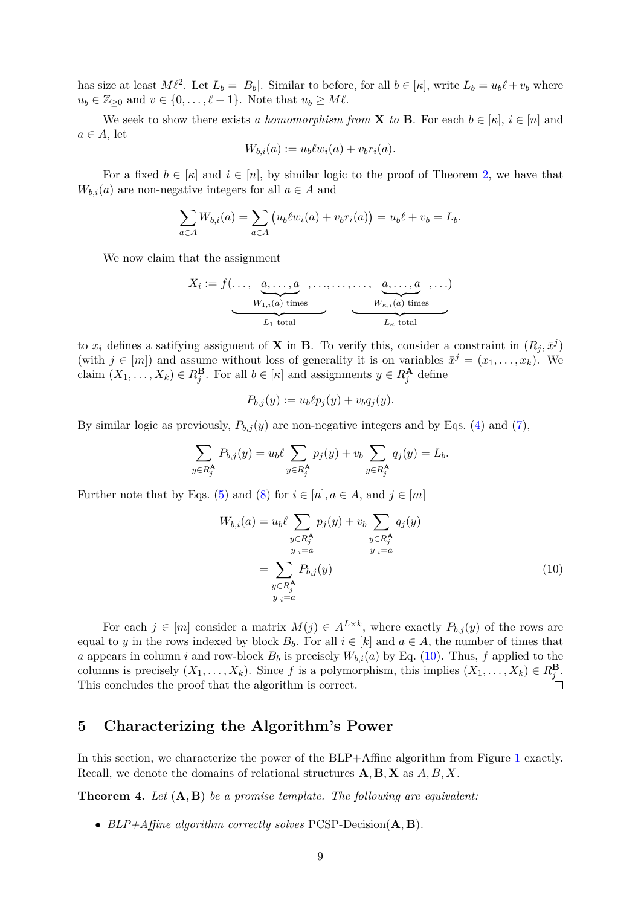has size at least $M\ell^2$. Let $L_b = |B_b|$. Similar to before, for all $b \in [\kappa]$, write $L_b = u_b\ell + v_b$ where $u_b \in \mathbb{Z}_{\geq 0}$ and $v \in \{0, \ldots, \ell - 1\}$. Note that $u_b \geq M\ell$.

We seek to show there exists *a homomorphism from* $\mathbf{X}$ *to* $\mathbf{B}$. For each $b \in [\kappa]$, $i \in [n]$ and $a \in A$, let

$$W_{b,i}(a) := u_b \ell w_i(a) + v_b r_i(a).$$

For a fixed $b \in [\kappa]$ and $i \in [n]$, by similar logic to the proof of Theorem 2, we have that $W_{b,i}(a)$ are non-negative integers for all $a \in A$ and

$$\sum_{a \in A} W_{b,i}(a) = \sum_{a \in A} \big(u_b \ell w_i(a) + v_b r_i(a)\big) = u_b \ell + v_b = L_b.$$

We now claim that the assignment

$$X_i := f(\underbrace{\ldots, \underbrace{a, \ldots, a}_{W_{1,i}(a) \text{ times}}, \ldots}_{L_1 \text{ total}}, \ldots, \underbrace{\ldots, \underbrace{a, \ldots, a}_{W_{\kappa,i}(a) \text{ times}}, \ldots}_{L_\kappa \text{ total}})$$

to $x_i$ defines a satisfying assigment of $\mathbf{X}$ in $\mathbf{B}$. To verify this, consider a constraint in $(R_j, \bar{x}^j)$ (with $j \in [m]$) and assume without loss of generality it is on variables $\bar{x}^j = (x_1, \ldots, x_k)$. We claim $(X_1, \ldots, X_k) \in R_j^{\mathbf{B}}$. For all $b \in [\kappa]$ and assignments $y \in R_j^{\mathbf{A}}$ define

$$P_{b,j}(y) := u_b \ell p_j(y) + v_b q_j(y).$$

By similar logic as previously, $P_{b,j}(y)$ are non-negative integers and by Eqs. (4) and (7),

$$\sum_{y \in R_j^{\mathbf{A}}} P_{b,j}(y) = u_b \ell \sum_{y \in R_j^{\mathbf{A}}} p_j(y) + v_b \sum_{y \in R_j^{\mathbf{A}}} q_j(y) = L_b.$$

Further note that by Eqs. (5) and (8) for $i \in [n], a \in A$, and $j \in [m]$

$$\begin{aligned} W_{b,i}(a) &= u_b \ell \sum_{\substack{y \in R_j^{\mathbf{A}} \\ y|_i = a}} p_j(y) + v_b \sum_{\substack{y \in R_j^{\mathbf{A}} \\ y|_i = a}} q_j(y) \\ &= \sum_{\substack{y \in R_j^{\mathbf{A}} \\ y|_i = a}} P_{b,j}(y) \end{aligned} \tag{10}$$

For each $j \in [m]$ consider a matrix $M(j) \in A^{L \times k}$, where exactly $P_{b,j}(y)$ of the rows are equal to $y$ in the rows indexed by block $B_b$. For all $i \in [k]$ and $a \in A$, the number of times that $a$ appears in column $i$ and row-block $B_b$ is precisely $W_{b,i}(a)$ by Eq. (10). Thus, $f$ applied to the columns is precisely $(X_1, \ldots, X_k)$. Since $f$ is a polymorphism, this implies $(X_1, \ldots, X_k) \in R_j^{\mathbf{B}}$. This concludes the proof that the algorithm is correct. $\square$

## 5 Characterizing the Algorithm's Power

In this section, we characterize the power of the BLP+Affine algorithm from Figure 1 exactly. Recall, we denote the domains of relational structures $\mathbf{A}, \mathbf{B}, \mathbf{X}$ as $A, B, X$.

**Theorem 4.** *Let* $(\mathbf{A}, \mathbf{B})$ *be a promise template. The following are equivalent:*

- *BLP+Affine algorithm correctly solves* PCSP-Decision$(\mathbf{A}, \mathbf{B})$.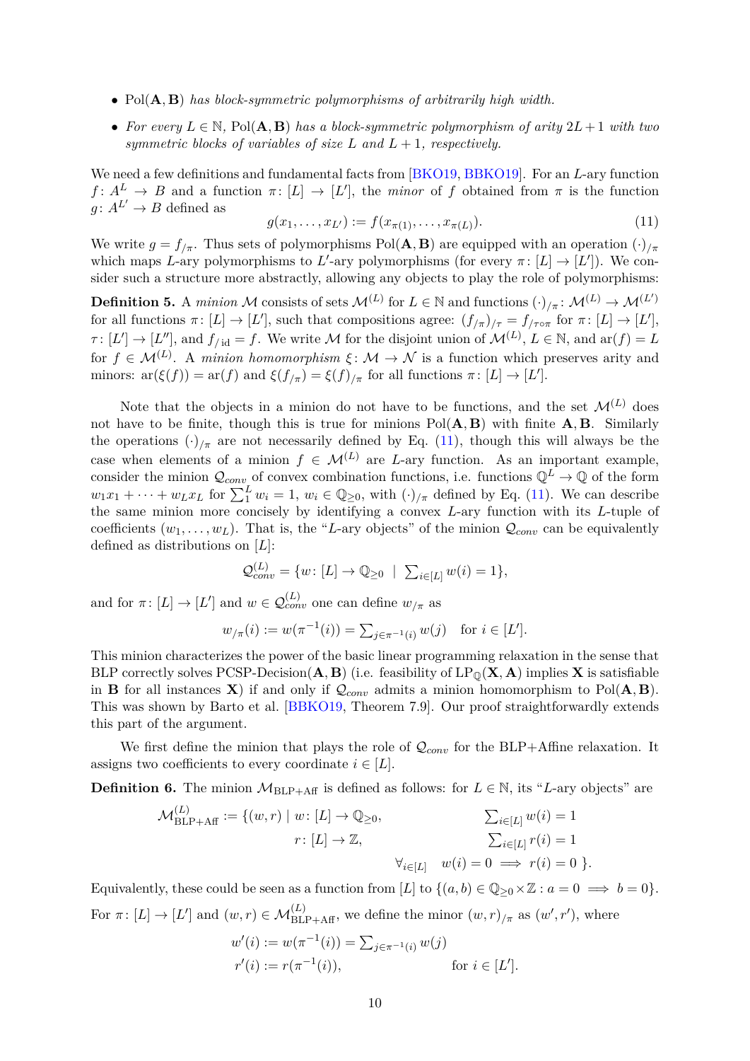- $\mathrm{Pol}(\mathbf{A},\mathbf{B})$ *has block-symmetric polymorphisms of arbitrarily high width.*
- *For every* $L \in \mathbb{N}$, $\mathrm{Pol}(\mathbf{A},\mathbf{B})$ *has a block-symmetric polymorphism of arity* $2L+1$ *with two symmetric blocks of variables of size* $L$ *and* $L+1$*, respectively.*

We need a few definitions and fundamental facts from [BKO19, BBKO19]. For an $L$-ary function $f\colon A^L \to B$ and a function $\pi\colon [L] \to [L']$, the *minor* of $f$ obtained from $\pi$ is the function $g\colon A^{L'} \to B$ defined as

$$g(x_1,\dots,x_{L'}) := f(x_{\pi(1)},\dots,x_{\pi(L)}). \tag{11}$$

We write $g = f_{/\pi}$. Thus sets of polymorphisms $\mathrm{Pol}(\mathbf{A},\mathbf{B})$ are equipped with an operation $(\cdot)_{/\pi}$ which maps $L$-ary polymorphisms to $L'$-ary polymorphisms (for every $\pi\colon [L] \to [L']$). We consider such a structure more abstractly, allowing any objects to play the role of polymorphisms:

**Definition 5.** A *minion* $\mathcal{M}$ consists of sets $\mathcal{M}^{(L)}$ for $L \in \mathbb{N}$ and functions $(\cdot)_{/\pi}\colon \mathcal{M}^{(L)} \to \mathcal{M}^{(L')}$ for all functions $\pi\colon [L] \to [L']$, such that compositions agree: $(f_{/\pi})_{/\tau} = f_{/\tau\circ\pi}$ for $\pi\colon [L] \to [L']$, $\tau\colon [L'] \to [L'']$, and $f_{/\mathrm{id}} = f$. We write $\mathcal{M}$ for the disjoint union of $\mathcal{M}^{(L)}$, $L \in \mathbb{N}$, and $\mathrm{ar}(f) = L$ for $f \in \mathcal{M}^{(L)}$. A *minion homomorphism* $\xi\colon \mathcal{M} \to \mathcal{N}$ is a function which preserves arity and minors: $\mathrm{ar}(\xi(f)) = \mathrm{ar}(f)$ and $\xi(f_{/\pi}) = \xi(f)_{/\pi}$ for all functions $\pi\colon [L] \to [L']$.

Note that the objects in a minion do not have to be functions, and the set $\mathcal{M}^{(L)}$ does not have to be finite, though this is true for minions $\mathrm{Pol}(\mathbf{A},\mathbf{B})$ with finite $\mathbf{A},\mathbf{B}$. Similarly the operations $(\cdot)_{/\pi}$ are not necessarily defined by Eq. (11), though this will always be the case when elements of a minion $f \in \mathcal{M}^{(L)}$ are $L$-ary function. As an important example, consider the minion $\mathcal{Q}_{conv}$ of convex combination functions, i.e. functions $\mathbb{Q}^L \to \mathbb{Q}$ of the form $w_1x_1 + \dots + w_Lx_L$ for $\sum_1^L w_i = 1$, $w_i \in \mathbb{Q}_{\geq 0}$, with $(\cdot)_{/\pi}$ defined by Eq. (11). We can describe the same minion more concisely by identifying a convex $L$-ary function with its $L$-tuple of coefficients $(w_1,\dots,w_L)$. That is, the "$L$-ary objects" of the minion $\mathcal{Q}_{conv}$ can be equivalently defined as distributions on $[L]$:

$$\mathcal{Q}^{(L)}_{conv} = \{w\colon [L] \to \mathbb{Q}_{\geq 0} \;\mid\; \textstyle\sum_{i\in[L]} w(i) = 1\},$$

and for $\pi\colon [L] \to [L']$ and $w \in \mathcal{Q}^{(L)}_{conv}$ one can define $w_{/\pi}$ as

$$w_{/\pi}(i) := w(\pi^{-1}(i)) = \textstyle\sum_{j\in\pi^{-1}(i)} w(j) \quad \text{for } i \in [L'].$$

This minion characterizes the power of the basic linear programming relaxation in the sense that BLP correctly solves PCSP-Decision$(\mathbf{A},\mathbf{B})$ (i.e. feasibility of $\mathrm{LP}_{\mathbb{Q}}(\mathbf{X},\mathbf{A})$ implies $\mathbf{X}$ is satisfiable in $\mathbf{B}$ for all instances $\mathbf{X}$) if and only if $\mathcal{Q}_{conv}$ admits a minion homomorphism to $\mathrm{Pol}(\mathbf{A},\mathbf{B})$. This was shown by Barto et al. [BBKO19, Theorem 7.9]. Our proof straightforwardly extends this part of the argument.

We first define the minion that plays the role of $\mathcal{Q}_{conv}$ for the BLP+Affine relaxation. It assigns two coefficients to every coordinate $i \in [L]$.

**Definition 6.** The minion $\mathcal{M}_{\mathrm{BLP+Aff}}$ is defined as follows: for $L \in \mathbb{N}$, its "$L$-ary objects" are

$$\begin{aligned}
\mathcal{M}^{(L)}_{\mathrm{BLP+Aff}} := \{(w,r) \mid\ & w\colon [L] \to \mathbb{Q}_{\geq 0}, && \textstyle\sum_{i\in[L]} w(i) = 1\\
& r\colon [L] \to \mathbb{Z}, && \textstyle\sum_{i\in[L]} r(i) = 1\\
& && \forall_{i\in[L]} \quad w(i) = 0 \implies r(i) = 0 \ \}.
\end{aligned}$$

Equivalently, these could be seen as a function from $[L]$ to $\{(a,b) \in \mathbb{Q}_{\geq 0}\times\mathbb{Z} : a = 0 \implies b = 0\}$. For $\pi\colon [L] \to [L']$ and $(w,r) \in \mathcal{M}^{(L)}_{\mathrm{BLP+Aff}}$, we define the minor $(w,r)_{/\pi}$ as $(w',r')$, where

$$\begin{aligned}
w'(i) &:= w(\pi^{-1}(i)) = \textstyle\sum_{j\in\pi^{-1}(i)} w(j)\\
r'(i) &:= r(\pi^{-1}(i)), && \text{for } i \in [L'].
\end{aligned}$$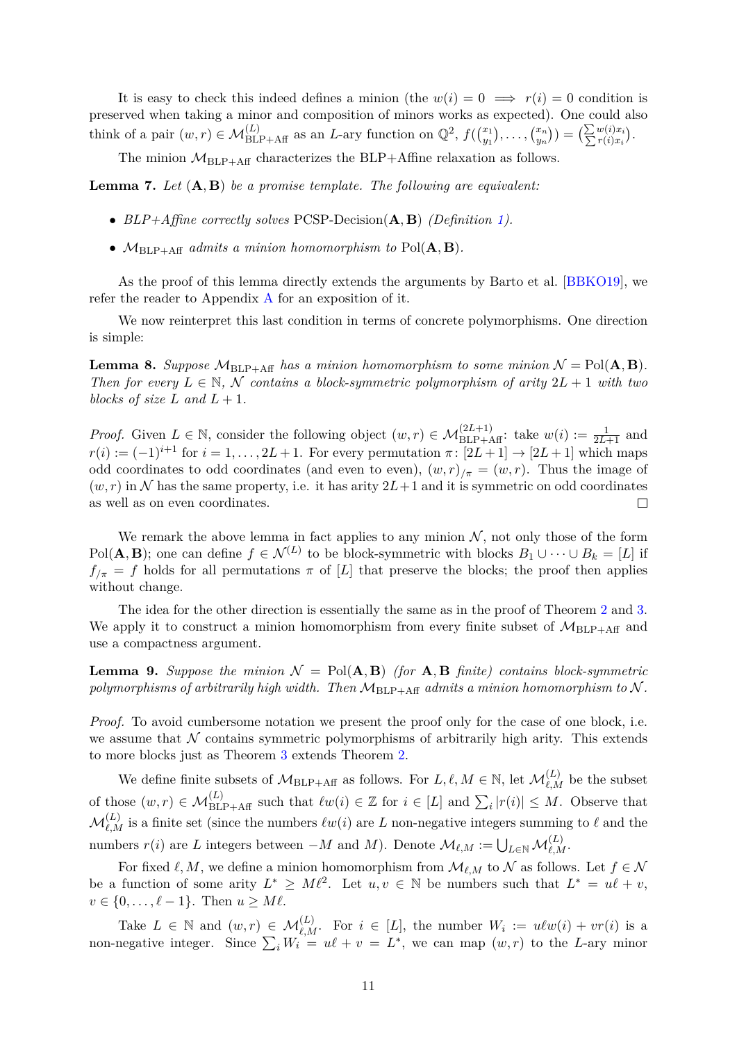It is easy to check this indeed defines a minion (the $w(i) = 0 \implies r(i) = 0$ condition is preserved when taking a minor and composition of minors works as expected). One could also think of a pair $(w, r) \in \mathcal{M}^{(L)}_{\text{BLP+Aff}}$ as an $L$-ary function on $\mathbb{Q}^2$, $f(\binom{x_1}{y_1}, \ldots, \binom{x_n}{y_n}) = \binom{\sum w(i)x_i}{\sum r(i)x_i}$.

The minion $\mathcal{M}_{\text{BLP+Aff}}$ characterizes the BLP+Affine relaxation as follows.

**Lemma 7.** *Let* $(\mathbf{A}, \mathbf{B})$ *be a promise template. The following are equivalent:*

- *BLP+Affine correctly solves* PCSP-Decision$(\mathbf{A}, \mathbf{B})$ *(Definition 1).*
- $\mathcal{M}_{\text{BLP+Aff}}$ *admits a minion homomorphism to* $\text{Pol}(\mathbf{A}, \mathbf{B})$.

As the proof of this lemma directly extends the arguments by Barto et al. [BBKO19], we refer the reader to Appendix A for an exposition of it.

We now reinterpret this last condition in terms of concrete polymorphisms. One direction is simple:

**Lemma 8.** *Suppose* $\mathcal{M}_{\text{BLP+Aff}}$ *has a minion homomorphism to some minion* $\mathcal{N} = \text{Pol}(\mathbf{A}, \mathbf{B})$. *Then for every* $L \in \mathbb{N}$, $\mathcal{N}$ *contains a block-symmetric polymorphism of arity* $2L + 1$ *with two blocks of size* $L$ *and* $L + 1$.

*Proof.* Given $L \in \mathbb{N}$, consider the following object $(w, r) \in \mathcal{M}^{(2L+1)}_{\text{BLP+Aff}}$: take $w(i) := \frac{1}{2L+1}$ and $r(i) := (-1)^{i+1}$ for $i = 1, \ldots, 2L+1$. For every permutation $\pi \colon [2L+1] \to [2L+1]$ which maps odd coordinates to odd coordinates (and even to even), $(w, r)_{/\pi} = (w, r)$. Thus the image of $(w, r)$ in $\mathcal{N}$ has the same property, i.e. it has arity $2L+1$ and it is symmetric on odd coordinates as well as on even coordinates. $\square$

We remark the above lemma in fact applies to any minion $\mathcal{N}$, not only those of the form $\text{Pol}(\mathbf{A}, \mathbf{B})$; one can define $f \in \mathcal{N}^{(L)}$ to be block-symmetric with blocks $B_1 \cup \cdots \cup B_k = [L]$ if $f_{/\pi} = f$ holds for all permutations $\pi$ of $[L]$ that preserve the blocks; the proof then applies without change.

The idea for the other direction is essentially the same as in the proof of Theorem 2 and 3. We apply it to construct a minion homomorphism from every finite subset of $\mathcal{M}_{\text{BLP+Aff}}$ and use a compactness argument.

**Lemma 9.** *Suppose the minion* $\mathcal{N} = \text{Pol}(\mathbf{A}, \mathbf{B})$ *(for* $\mathbf{A}, \mathbf{B}$ *finite) contains block-symmetric polymorphisms of arbitrarily high width. Then* $\mathcal{M}_{\text{BLP+Aff}}$ *admits a minion homomorphism to* $\mathcal{N}$.

*Proof.* To avoid cumbersome notation we present the proof only for the case of one block, i.e. we assume that $\mathcal{N}$ contains symmetric polymorphisms of arbitrarily high arity. This extends to more blocks just as Theorem 3 extends Theorem 2.

We define finite subsets of $\mathcal{M}_{\text{BLP+Aff}}$ as follows. For $L, \ell, M \in \mathbb{N}$, let $\mathcal{M}^{(L)}_{\ell,M}$ be the subset of those $(w, r) \in \mathcal{M}^{(L)}_{\text{BLP+Aff}}$ such that $\ell w(i) \in \mathbb{Z}$ for $i \in [L]$ and $\sum_i |r(i)| \leq M$. Observe that $\mathcal{M}^{(L)}_{\ell,M}$ is a finite set (since the numbers $\ell w(i)$ are $L$ non-negative integers summing to $\ell$ and the numbers $r(i)$ are $L$ integers between $-M$ and $M$). Denote $\mathcal{M}_{\ell,M} := \bigcup_{L \in \mathbb{N}} \mathcal{M}^{(L)}_{\ell,M}$.

For fixed $\ell, M$, we define a minion homomorphism from $\mathcal{M}_{\ell,M}$ to $\mathcal{N}$ as follows. Let $f \in \mathcal{N}$ be a function of some arity $L^* \geq M\ell^2$. Let $u, v \in \mathbb{N}$ be numbers such that $L^* = u\ell + v$, $v \in \{0, \ldots, \ell - 1\}$. Then $u \geq M\ell$.

Take $L \in \mathbb{N}$ and $(w, r) \in \mathcal{M}^{(L)}_{\ell,M}$. For $i \in [L]$, the number $W_i := u\ell w(i) + vr(i)$ is a non-negative integer. Since $\sum_i W_i = u\ell + v = L^*$, we can map $(w, r)$ to the $L$-ary minor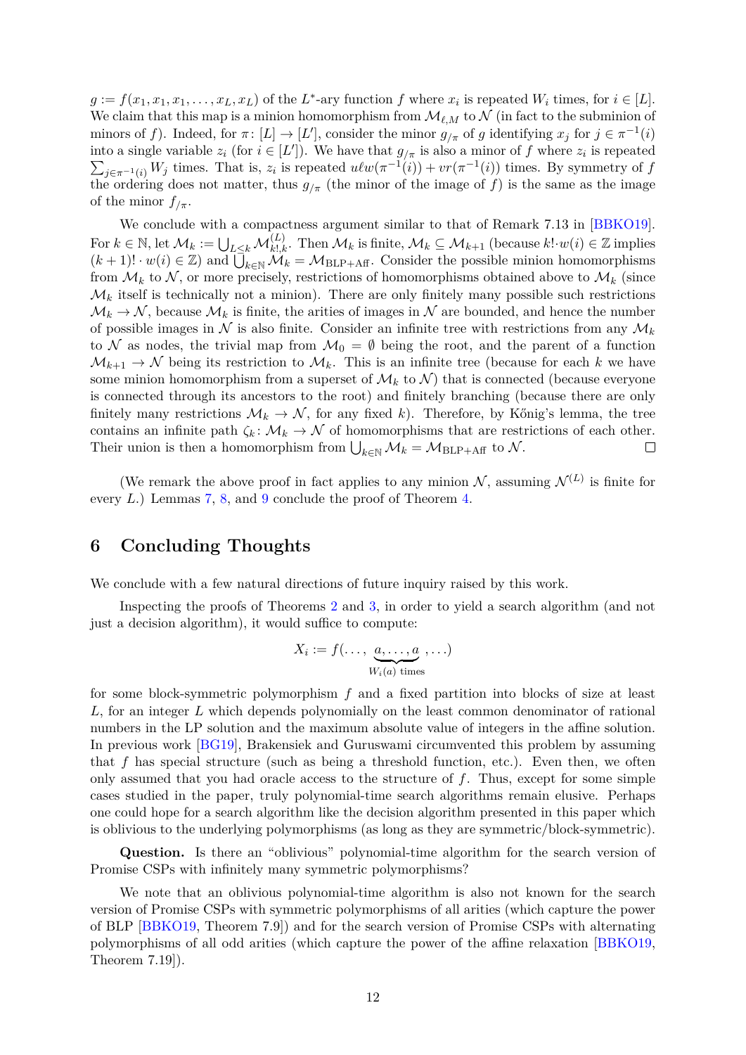$g := f(x_1, x_1, x_1, \ldots, x_L, x_L)$ of the $L^*$-ary function $f$ where $x_i$ is repeated $W_i$ times, for $i \in [L]$. We claim that this map is a minion homomorphism from $\mathcal{M}_{\ell,M}$ to $\mathcal{N}$ (in fact to the subminion of minors of $f$). Indeed, for $\pi\colon [L] \to [L']$, consider the minor $g_{/\pi}$ of $g$ identifying $x_j$ for $j \in \pi^{-1}(i)$ into a single variable $z_i$ (for $i \in [L']$). We have that $g_{/\pi}$ is also a minor of $f$ where $z_i$ is repeated $\sum_{j\in\pi^{-1}(i)} W_j$ times. That is, $z_i$ is repeated $u\ell w(\pi^{-1}(i)) + vr(\pi^{-1}(i))$ times. By symmetry of $f$ the ordering does not matter, thus $g_{/\pi}$ (the minor of the image of $f$) is the same as the image of the minor $f_{/\pi}$.

We conclude with a compactness argument similar to that of Remark 7.13 in [BBKO19]. For $k \in \mathbb{N}$, let $\mathcal{M}_k := \bigcup_{L\le k} \mathcal{M}^{(L)}_{k!,k}$. Then $\mathcal{M}_k$ is finite, $\mathcal{M}_k \subseteq \mathcal{M}_{k+1}$ (because $k! \cdot w(i) \in \mathbb{Z}$ implies $(k+1)! \cdot w(i) \in \mathbb{Z}$) and $\bigcup_{k\in\mathbb{N}} \mathcal{M}_k = \mathcal{M}_{\text{BLP+Aff}}$. Consider the possible minion homomorphisms from $\mathcal{M}_k$ to $\mathcal{N}$, or more precisely, restrictions of homomorphisms obtained above to $\mathcal{M}_k$ (since $\mathcal{M}_k$ itself is technically not a minion). There are only finitely many possible such restrictions $\mathcal{M}_k \to \mathcal{N}$, because $\mathcal{M}_k$ is finite, the arities of images in $\mathcal{N}$ are bounded, and hence the number of possible images in $\mathcal{N}$ is also finite. Consider an infinite tree with restrictions from any $\mathcal{M}_k$ to $\mathcal{N}$ as nodes, the trivial map from $\mathcal{M}_0 = \emptyset$ being the root, and the parent of a function $\mathcal{M}_{k+1} \to \mathcal{N}$ being its restriction to $\mathcal{M}_k$. This is an infinite tree (because for each $k$ we have some minion homomorphism from a superset of $\mathcal{M}_k$ to $\mathcal{N}$) that is connected (because everyone is connected through its ancestors to the root) and finitely branching (because there are only finitely many restrictions $\mathcal{M}_k \to \mathcal{N}$, for any fixed $k$). Therefore, by Kőnig's lemma, the tree contains an infinite path $\zeta_k\colon \mathcal{M}_k \to \mathcal{N}$ of homomorphisms that are restrictions of each other. Their union is then a homomorphism from $\bigcup_{k\in\mathbb{N}} \mathcal{M}_k = \mathcal{M}_{\text{BLP+Aff}}$ to $\mathcal{N}$. ∎

(We remark the above proof in fact applies to any minion $\mathcal{N}$, assuming $\mathcal{N}^{(L)}$ is finite for every $L$.) Lemmas 7, 8, and 9 conclude the proof of Theorem 4.

## 6 Concluding Thoughts

We conclude with a few natural directions of future inquiry raised by this work.

Inspecting the proofs of Theorems 2 and 3, in order to yield a search algorithm (and not just a decision algorithm), it would suffice to compute:

$$X_i := f(\ldots, \underbrace{a, \ldots, a}_{W_i(a)\text{ times}}, \ldots)$$

for some block-symmetric polymorphism $f$ and a fixed partition into blocks of size at least $L$, for an integer $L$ which depends polynomially on the least common denominator of rational numbers in the LP solution and the maximum absolute value of integers in the affine solution. In previous work [BG19], Brakensiek and Guruswami circumvented this problem by assuming that $f$ has special structure (such as being a threshold function, etc.). Even then, we often only assumed that you had oracle access to the structure of $f$. Thus, except for some simple cases studied in the paper, truly polynomial-time search algorithms remain elusive. Perhaps one could hope for a search algorithm like the decision algorithm presented in this paper which is oblivious to the underlying polymorphisms (as long as they are symmetric/block-symmetric).

**Question.** Is there an "oblivious" polynomial-time algorithm for the search version of Promise CSPs with infinitely many symmetric polymorphisms?

We note that an oblivious polynomial-time algorithm is also not known for the search version of Promise CSPs with symmetric polymorphisms of all arities (which capture the power of BLP [BBKO19, Theorem 7.9]) and for the search version of Promise CSPs with alternating polymorphisms of all odd arities (which capture the power of the affine relaxation [BBKO19, Theorem 7.19]).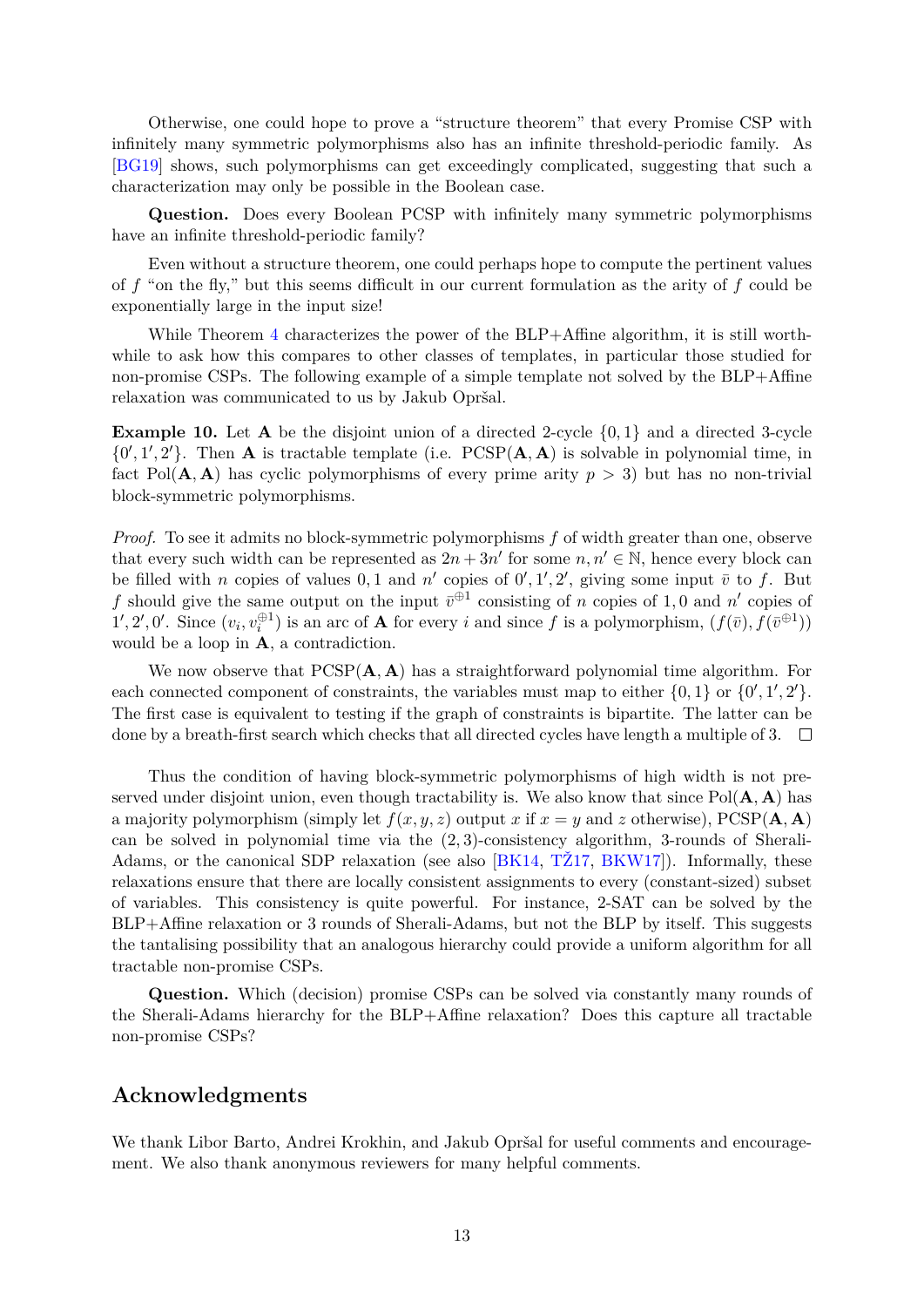Otherwise, one could hope to prove a "structure theorem" that every Promise CSP with infinitely many symmetric polymorphisms also has an infinite threshold-periodic family. As [BG19] shows, such polymorphisms can get exceedingly complicated, suggesting that such a characterization may only be possible in the Boolean case.

**Question.** Does every Boolean PCSP with infinitely many symmetric polymorphisms have an infinite threshold-periodic family?

Even without a structure theorem, one could perhaps hope to compute the pertinent values of $f$ "on the fly," but this seems difficult in our current formulation as the arity of $f$ could be exponentially large in the input size!

While Theorem 4 characterizes the power of the BLP+Affine algorithm, it is still worthwhile to ask how this compares to other classes of templates, in particular those studied for non-promise CSPs. The following example of a simple template not solved by the BLP+Affine relaxation was communicated to us by Jakub Opršal.

**Example 10.** Let $\mathbf{A}$ be the disjoint union of a directed 2-cycle $\{0,1\}$ and a directed 3-cycle $\{0',1',2'\}$. Then $\mathbf{A}$ is tractable template (i.e. $\mathrm{PCSP}(\mathbf{A},\mathbf{A})$ is solvable in polynomial time, in fact $\mathrm{Pol}(\mathbf{A},\mathbf{A})$ has cyclic polymorphisms of every prime arity $p > 3$) but has no non-trivial block-symmetric polymorphisms.

*Proof.* To see it admits no block-symmetric polymorphisms $f$ of width greater than one, observe that every such width can be represented as $2n + 3n'$ for some $n, n' \in \mathbb{N}$, hence every block can be filled with $n$ copies of values $0, 1$ and $n'$ copies of $0', 1', 2'$, giving some input $\bar{v}$ to $f$. But $f$ should give the same output on the input $\bar{v}^{\oplus 1}$ consisting of $n$ copies of $1, 0$ and $n'$ copies of $1', 2', 0'$. Since $(v_i, v_i^{\oplus 1})$ is an arc of $\mathbf{A}$ for every $i$ and since $f$ is a polymorphism, $(f(\bar{v}), f(\bar{v}^{\oplus 1}))$ would be a loop in $\mathbf{A}$, a contradiction.

We now observe that $\mathrm{PCSP}(\mathbf{A},\mathbf{A})$ has a straightforward polynomial time algorithm. For each connected component of constraints, the variables must map to either $\{0,1\}$ or $\{0',1',2'\}$. The first case is equivalent to testing if the graph of constraints is bipartite. The latter can be done by a breath-first search which checks that all directed cycles have length a multiple of 3. ◻

Thus the condition of having block-symmetric polymorphisms of high width is not preserved under disjoint union, even though tractability is. We also know that since $\mathrm{Pol}(\mathbf{A},\mathbf{A})$ has a majority polymorphism (simply let $f(x,y,z)$ output $x$ if $x = y$ and $z$ otherwise), $\mathrm{PCSP}(\mathbf{A},\mathbf{A})$ can be solved in polynomial time via the $(2,3)$-consistency algorithm, 3-rounds of Sherali-Adams, or the canonical SDP relaxation (see also [BK14, TŽ17, BKW17]). Informally, these relaxations ensure that there are locally consistent assignments to every (constant-sized) subset of variables. This consistency is quite powerful. For instance, 2-SAT can be solved by the BLP+Affine relaxation or 3 rounds of Sherali-Adams, but not the BLP by itself. This suggests the tantalising possibility that an analogous hierarchy could provide a uniform algorithm for all tractable non-promise CSPs.

**Question.** Which (decision) promise CSPs can be solved via constantly many rounds of the Sherali-Adams hierarchy for the BLP+Affine relaxation? Does this capture all tractable non-promise CSPs?

## Acknowledgments

We thank Libor Barto, Andrei Krokhin, and Jakub Opršal for useful comments and encouragement. We also thank anonymous reviewers for many helpful comments.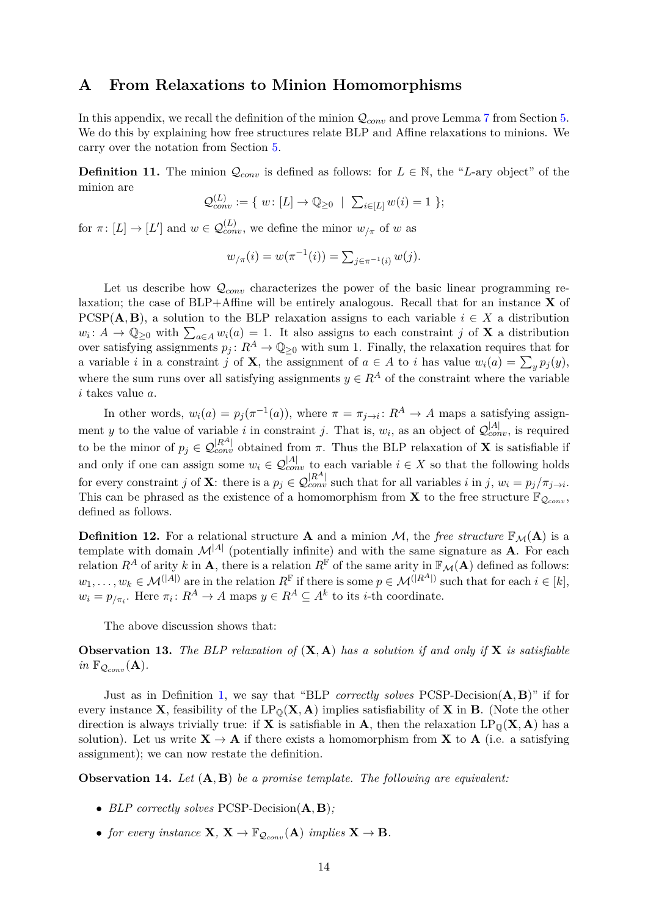## A From Relaxations to Minion Homomorphisms

In this appendix, we recall the definition of the minion $\mathcal{Q}_{conv}$ and prove Lemma 7 from Section 5. We do this by explaining how free structures relate BLP and Affine relaxations to minions. We carry over the notation from Section 5.

**Definition 11.** The minion $\mathcal{Q}_{conv}$ is defined as follows: for $L \in \mathbb{N}$, the "$L$-ary object" of the minion are

$$\mathcal{Q}_{conv}^{(L)} := \{ \ w\colon [L] \to \mathbb{Q}_{\geq 0} \ \mid \ \sum_{i \in [L]} w(i) = 1 \ \};$$

for $\pi\colon [L] \to [L']$ and $w \in \mathcal{Q}_{conv}^{(L)}$, we define the minor $w_{/\pi}$ of $w$ as

$$w_{/\pi}(i) = w(\pi^{-1}(i)) = \sum_{j \in \pi^{-1}(i)} w(j).$$

Let us describe how $\mathcal{Q}_{conv}$ characterizes the power of the basic linear programming relaxation; the case of BLP+Affine will be entirely analogous. Recall that for an instance $\mathbf{X}$ of PCSP$(\mathbf{A}, \mathbf{B})$, a solution to the BLP relaxation assigns to each variable $i \in X$ a distribution $w_i\colon A \to \mathbb{Q}_{\geq 0}$ with $\sum_{a \in A} w_i(a) = 1$. It also assigns to each constraint $j$ of $\mathbf{X}$ a distribution over satisfying assignments $p_j\colon R^A \to \mathbb{Q}_{\geq 0}$ with sum 1. Finally, the relaxation requires that for a variable $i$ in a constraint $j$ of $\mathbf{X}$, the assignment of $a \in A$ to $i$ has value $w_i(a) = \sum_y p_j(y)$, where the sum runs over all satisfying assignments $y \in R^A$ of the constraint where the variable $i$ takes value $a$.

In other words, $w_i(a) = p_j(\pi^{-1}(a))$, where $\pi = \pi_{j \to i}\colon R^A \to A$ maps a satisfying assignment $y$ to the value of variable $i$ in constraint $j$. That is, $w_i$, as an object of $\mathcal{Q}_{conv}^{|A|}$, is required to be the minor of $p_j \in \mathcal{Q}_{conv}^{|R^A|}$ obtained from $\pi$. Thus the BLP relaxation of $\mathbf{X}$ is satisfiable if and only if one can assign some $w_i \in \mathcal{Q}_{conv}^{|A|}$ to each variable $i \in X$ so that the following holds for every constraint $j$ of $\mathbf{X}$: there is a $p_j \in \mathcal{Q}_{conv}^{|R^A|}$ such that for all variables $i$ in $j$, $w_i = p_j/\pi_{j \to i}$. This can be phrased as the existence of a homomorphism from $\mathbf{X}$ to the free structure $\mathbb{F}_{\mathcal{Q}_{conv}}$, defined as follows.

**Definition 12.** For a relational structure $\mathbf{A}$ and a minion $\mathcal{M}$, the *free structure* $\mathbb{F}_{\mathcal{M}}(\mathbf{A})$ is a template with domain $\mathcal{M}^{|A|}$ (potentially infinite) and with the same signature as $\mathbf{A}$. For each relation $R^A$ of arity $k$ in $\mathbf{A}$, there is a relation $R^{\mathbb{F}}$ of the same arity in $\mathbb{F}_{\mathcal{M}}(\mathbf{A})$ defined as follows: $w_1, \ldots, w_k \in \mathcal{M}^{(|A|)}$ are in the relation $R^{\mathbb{F}}$ if there is some $p \in \mathcal{M}^{(|R^A|)}$ such that for each $i \in [k]$, $w_i = p_{/\pi_i}$. Here $\pi_i\colon R^A \to A$ maps $y \in R^A \subseteq A^k$ to its $i$-th coordinate.

The above discussion shows that:

**Observation 13.** *The BLP relaxation of* $(\mathbf{X}, \mathbf{A})$ *has a solution if and only if* $\mathbf{X}$ *is satisfiable in* $\mathbb{F}_{\mathcal{Q}_{conv}}(\mathbf{A})$.

Just as in Definition 1, we say that "BLP *correctly solves* PCSP-Decision$(\mathbf{A}, \mathbf{B})$" if for every instance $\mathbf{X}$, feasibility of the $\mathrm{LP}_{\mathbb{Q}}(\mathbf{X}, \mathbf{A})$ implies satisfiability of $\mathbf{X}$ in $\mathbf{B}$. (Note the other direction is always trivially true: if $\mathbf{X}$ is satisfiable in $\mathbf{A}$, then the relaxation $\mathrm{LP}_{\mathbb{Q}}(\mathbf{X}, \mathbf{A})$ has a solution). Let us write $\mathbf{X} \to \mathbf{A}$ if there exists a homomorphism from $\mathbf{X}$ to $\mathbf{A}$ (i.e. a satisfying assignment); we can now restate the definition.

**Observation 14.** *Let* $(\mathbf{A}, \mathbf{B})$ *be a promise template. The following are equivalent:*

- *BLP correctly solves* PCSP-Decision$(\mathbf{A}, \mathbf{B})$*;*
- *for every instance* $\mathbf{X}$*,* $\mathbf{X} \to \mathbb{F}_{\mathcal{Q}_{conv}}(\mathbf{A})$ *implies* $\mathbf{X} \to \mathbf{B}$*.*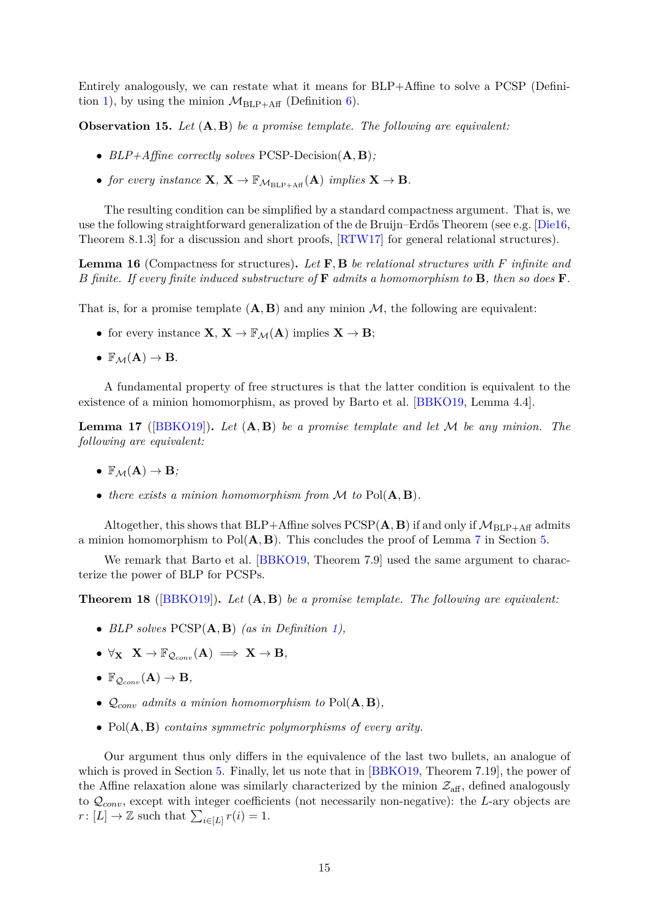Entirely analogously, we can restate what it means for BLP+Affine to solve a PCSP (Definition 1), by using the minion $\mathcal{M}_{\text{BLP+Aff}}$ (Definition 6).

**Observation 15.** *Let* $(\mathbf{A}, \mathbf{B})$ *be a promise template. The following are equivalent:*

- *BLP+Affine correctly solves* PCSP-Decision$(\mathbf{A}, \mathbf{B})$*;*
- *for every instance* $\mathbf{X}$*,* $\mathbf{X} \to \mathbb{F}_{\mathcal{M}_{\text{BLP+Aff}}}(\mathbf{A})$ *implies* $\mathbf{X} \to \mathbf{B}$*.*

The resulting condition can be simplified by a standard compactness argument. That is, we use the following straightforward generalization of the de Bruijn–Erdős Theorem (see e.g. [Die16, Theorem 8.1.3] for a discussion and short proofs, [RTW17] for general relational structures).

**Lemma 16** (Compactness for structures)**.** *Let* $\mathbf{F}, \mathbf{B}$ *be relational structures with* $F$ *infinite and* $B$ *finite. If every finite induced substructure of* $\mathbf{F}$ *admits a homomorphism to* $\mathbf{B}$*, then so does* $\mathbf{F}$*.*

That is, for a promise template $(\mathbf{A}, \mathbf{B})$ and any minion $\mathcal{M}$, the following are equivalent:

- for every instance $\mathbf{X}$, $\mathbf{X} \to \mathbb{F}_{\mathcal{M}}(\mathbf{A})$ implies $\mathbf{X} \to \mathbf{B}$;
- $\mathbb{F}_{\mathcal{M}}(\mathbf{A}) \to \mathbf{B}$.

A fundamental property of free structures is that the latter condition is equivalent to the existence of a minion homomorphism, as proved by Barto et al. [BBKO19, Lemma 4.4].

**Lemma 17** ([BBKO19])**.** *Let* $(\mathbf{A}, \mathbf{B})$ *be a promise template and let* $\mathcal{M}$ *be any minion. The following are equivalent:*

- $\mathbb{F}_{\mathcal{M}}(\mathbf{A}) \to \mathbf{B}$*;*
- *there exists a minion homomorphism from* $\mathcal{M}$ *to* $\text{Pol}(\mathbf{A}, \mathbf{B})$*.*

Altogether, this shows that BLP+Affine solves PCSP$(\mathbf{A}, \mathbf{B})$ if and only if $\mathcal{M}_{\text{BLP+Aff}}$ admits a minion homomorphism to $\text{Pol}(\mathbf{A}, \mathbf{B})$. This concludes the proof of Lemma 7 in Section 5.

We remark that Barto et al. [BBKO19, Theorem 7.9] used the same argument to characterize the power of BLP for PCSPs.

**Theorem 18** ([BBKO19])**.** *Let* $(\mathbf{A}, \mathbf{B})$ *be a promise template. The following are equivalent:*

- *BLP solves* PCSP$(\mathbf{A}, \mathbf{B})$ *(as in Definition 1),*
- $\forall_{\mathbf{X}} \;\; \mathbf{X} \to \mathbb{F}_{\mathcal{Q}_{conv}}(\mathbf{A}) \implies \mathbf{X} \to \mathbf{B}$*,*
- $\mathbb{F}_{\mathcal{Q}_{conv}}(\mathbf{A}) \to \mathbf{B}$*,*
- $\mathcal{Q}_{conv}$ *admits a minion homomorphism to* $\text{Pol}(\mathbf{A}, \mathbf{B})$*,*
- $\text{Pol}(\mathbf{A}, \mathbf{B})$ *contains symmetric polymorphisms of every arity.*

Our argument thus only differs in the equivalence of the last two bullets, an analogue of which is proved in Section 5. Finally, let us note that in [BBKO19, Theorem 7.19], the power of the Affine relaxation alone was similarly characterized by the minion $\mathcal{Z}_{\text{aff}}$, defined analogously to $\mathcal{Q}_{conv}$, except with integer coefficients (not necessarily non-negative): the $L$-ary objects are $r\colon [L] \to \mathbb{Z}$ such that $\sum_{i \in [L]} r(i) = 1$.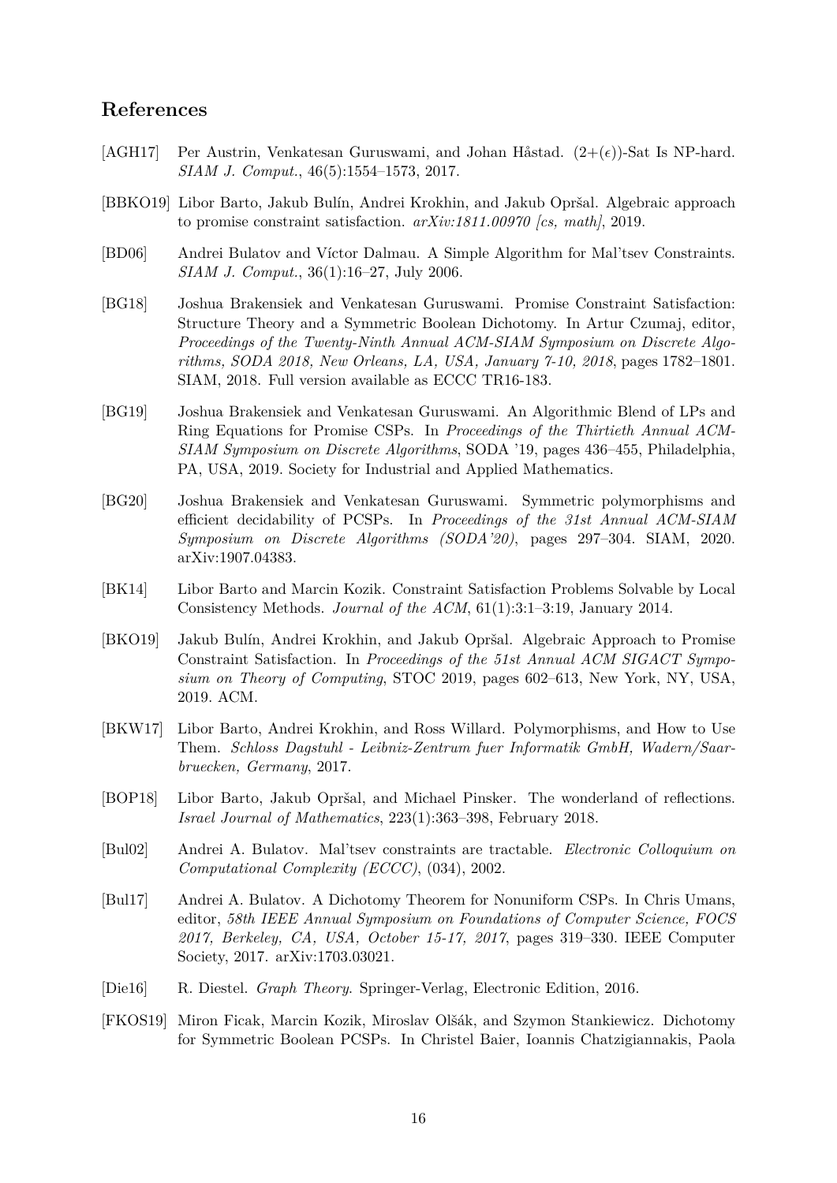## References

- [AGH17] Per Austrin, Venkatesan Guruswami, and Johan Håstad. $(2+(\epsilon))$-Sat Is NP-hard. *SIAM J. Comput.*, 46(5):1554–1573, 2017.

- [BBKO19] Libor Barto, Jakub Bulín, Andrei Krokhin, and Jakub Opršal. Algebraic approach to promise constraint satisfaction. *arXiv:1811.00970 [cs, math]*, 2019.

- [BD06] Andrei Bulatov and Víctor Dalmau. A Simple Algorithm for Mal'tsev Constraints. *SIAM J. Comput.*, 36(1):16–27, July 2006.

- [BG18] Joshua Brakensiek and Venkatesan Guruswami. Promise Constraint Satisfaction: Structure Theory and a Symmetric Boolean Dichotomy. In Artur Czumaj, editor, *Proceedings of the Twenty-Ninth Annual ACM-SIAM Symposium on Discrete Algorithms, SODA 2018, New Orleans, LA, USA, January 7-10, 2018*, pages 1782–1801. SIAM, 2018. Full version available as ECCC TR16-183.

- [BG19] Joshua Brakensiek and Venkatesan Guruswami. An Algorithmic Blend of LPs and Ring Equations for Promise CSPs. In *Proceedings of the Thirtieth Annual ACM-SIAM Symposium on Discrete Algorithms*, SODA '19, pages 436–455, Philadelphia, PA, USA, 2019. Society for Industrial and Applied Mathematics.

- [BG20] Joshua Brakensiek and Venkatesan Guruswami. Symmetric polymorphisms and efficient decidability of PCSPs. In *Proceedings of the 31st Annual ACM-SIAM Symposium on Discrete Algorithms (SODA'20)*, pages 297–304. SIAM, 2020. arXiv:1907.04383.

- [BK14] Libor Barto and Marcin Kozik. Constraint Satisfaction Problems Solvable by Local Consistency Methods. *Journal of the ACM*, 61(1):3:1–3:19, January 2014.

- [BKO19] Jakub Bulín, Andrei Krokhin, and Jakub Opršal. Algebraic Approach to Promise Constraint Satisfaction. In *Proceedings of the 51st Annual ACM SIGACT Symposium on Theory of Computing*, STOC 2019, pages 602–613, New York, NY, USA, 2019. ACM.

- [BKW17] Libor Barto, Andrei Krokhin, and Ross Willard. Polymorphisms, and How to Use Them. *Schloss Dagstuhl - Leibniz-Zentrum fuer Informatik GmbH, Wadern/Saarbruecken, Germany*, 2017.

- [BOP18] Libor Barto, Jakub Opršal, and Michael Pinsker. The wonderland of reflections. *Israel Journal of Mathematics*, 223(1):363–398, February 2018.

- [Bul02] Andrei A. Bulatov. Mal'tsev constraints are tractable. *Electronic Colloquium on Computational Complexity (ECCC)*, (034), 2002.

- [Bul17] Andrei A. Bulatov. A Dichotomy Theorem for Nonuniform CSPs. In Chris Umans, editor, *58th IEEE Annual Symposium on Foundations of Computer Science, FOCS 2017, Berkeley, CA, USA, October 15-17, 2017*, pages 319–330. IEEE Computer Society, 2017. arXiv:1703.03021.

- [Die16] R. Diestel. *Graph Theory*. Springer-Verlag, Electronic Edition, 2016.

- [FKOS19] Miron Ficak, Marcin Kozik, Miroslav Olšák, and Szymon Stankiewicz. Dichotomy for Symmetric Boolean PCSPs. In Christel Baier, Ioannis Chatzigiannakis, Paola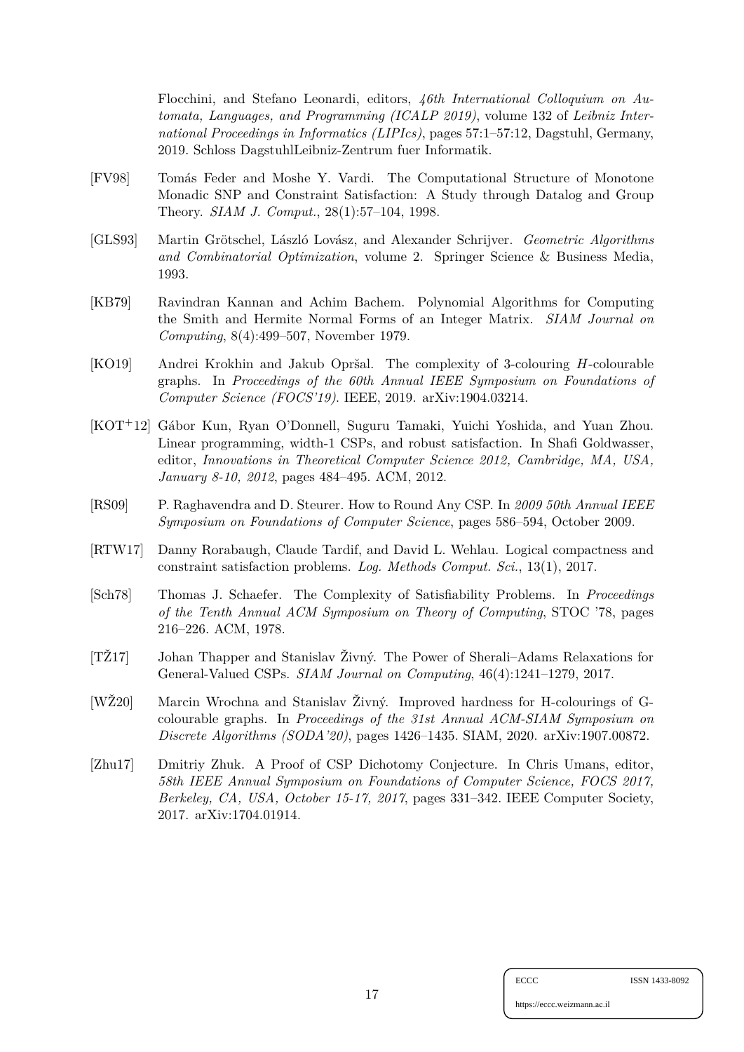Flocchini, and Stefano Leonardi, editors, *46th International Colloquium on Automata, Languages, and Programming (ICALP 2019)*, volume 132 of *Leibniz International Proceedings in Informatics (LIPIcs)*, pages 57:1–57:12, Dagstuhl, Germany, 2019. Schloss DagstuhlLeibniz-Zentrum fuer Informatik.

[FV98] Tomás Feder and Moshe Y. Vardi. The Computational Structure of Monotone Monadic SNP and Constraint Satisfaction: A Study through Datalog and Group Theory. *SIAM J. Comput.*, 28(1):57–104, 1998.

[GLS93] Martin Grötschel, László Lovász, and Alexander Schrijver. *Geometric Algorithms and Combinatorial Optimization*, volume 2. Springer Science & Business Media, 1993.

[KB79] Ravindran Kannan and Achim Bachem. Polynomial Algorithms for Computing the Smith and Hermite Normal Forms of an Integer Matrix. *SIAM Journal on Computing*, 8(4):499–507, November 1979.

[KO19] Andrei Krokhin and Jakub Opršal. The complexity of 3-colouring $H$-colourable graphs. In *Proceedings of the 60th Annual IEEE Symposium on Foundations of Computer Science (FOCS'19)*. IEEE, 2019. arXiv:1904.03214.

[KOT+12] Gábor Kun, Ryan O'Donnell, Suguru Tamaki, Yuichi Yoshida, and Yuan Zhou. Linear programming, width-1 CSPs, and robust satisfaction. In Shafi Goldwasser, editor, *Innovations in Theoretical Computer Science 2012, Cambridge, MA, USA, January 8-10, 2012*, pages 484–495. ACM, 2012.

[RS09] P. Raghavendra and D. Steurer. How to Round Any CSP. In *2009 50th Annual IEEE Symposium on Foundations of Computer Science*, pages 586–594, October 2009.

[RTW17] Danny Rorabaugh, Claude Tardif, and David L. Wehlau. Logical compactness and constraint satisfaction problems. *Log. Methods Comput. Sci.*, 13(1), 2017.

[Sch78] Thomas J. Schaefer. The Complexity of Satisfiability Problems. In *Proceedings of the Tenth Annual ACM Symposium on Theory of Computing*, STOC '78, pages 216–226. ACM, 1978.

[TŽ17] Johan Thapper and Stanislav Živný. The Power of Sherali–Adams Relaxations for General-Valued CSPs. *SIAM Journal on Computing*, 46(4):1241–1279, 2017.

[WŽ20] Marcin Wrochna and Stanislav Živný. Improved hardness for H-colourings of G-colourable graphs. In *Proceedings of the 31st Annual ACM-SIAM Symposium on Discrete Algorithms (SODA'20)*, pages 1426–1435. SIAM, 2020. arXiv:1907.00872.

[Zhu17] Dmitriy Zhuk. A Proof of CSP Dichotomy Conjecture. In Chris Umans, editor, *58th IEEE Annual Symposium on Foundations of Computer Science, FOCS 2017, Berkeley, CA, USA, October 15-17, 2017*, pages 331–342. IEEE Computer Society, 2017. arXiv:1704.01914.

ECCC ISSN 1433-8092

https://eccc.weizmann.ac.il